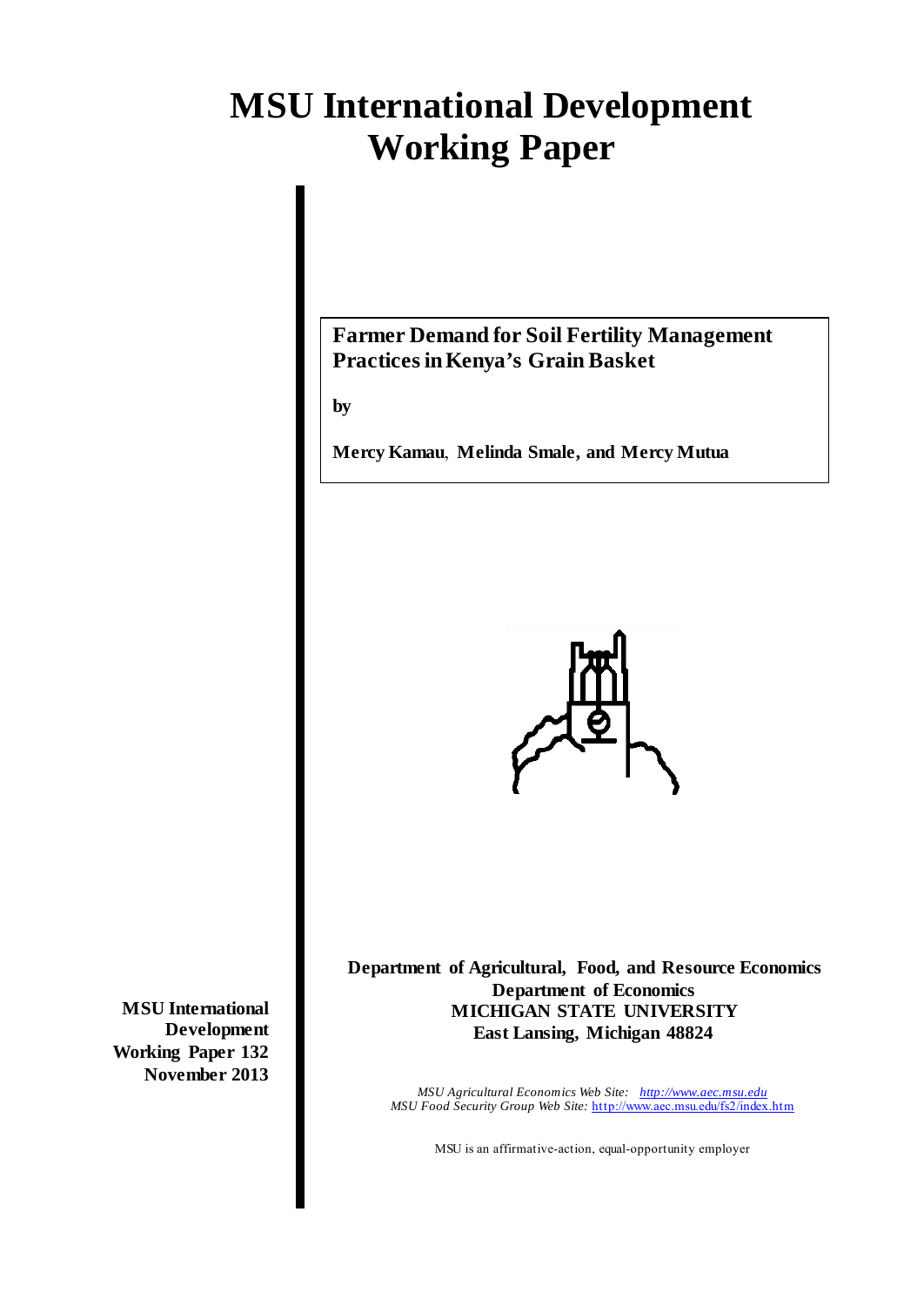# MSU International Development Working Paper

**Farmer Demand for Soil Fertility Management Practices in Kenya's Grain Basket**

**by**

**Mercy Kamau, Melinda Smale, and Mercy Mutua**

**MSU International Development Working Paper 132**
**November 2013**

**Department of Agricultural, Food, and Resource Economics**
**Department of Economics**
**MICHIGAN STATE UNIVERSITY**
**East Lansing, Michigan 48824**

*MSU Agricultural Economics Web Site: http://www.aec.msu.edu*
*MSU Food Security Group Web Site:* http://www.aec.msu.edu/fs2/index.htm

MSU is an affirmative-action, equal-opportunity employer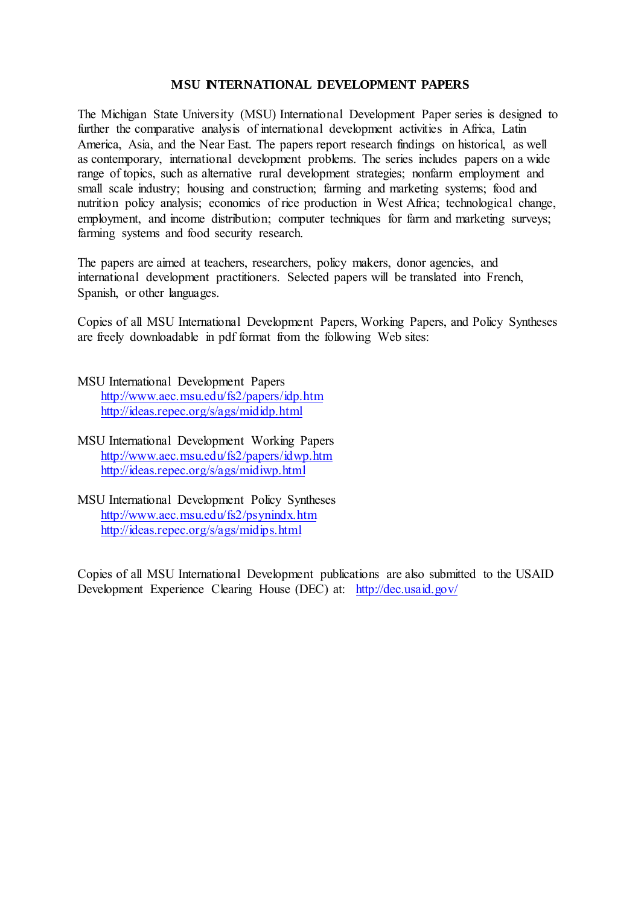# MSU INTERNATIONAL DEVELOPMENT PAPERS

The Michigan State University (MSU) International Development Paper series is designed to further the comparative analysis of international development activities in Africa, Latin America, Asia, and the Near East. The papers report research findings on historical, as well as contemporary, international development problems. The series includes papers on a wide range of topics, such as alternative rural development strategies; nonfarm employment and small scale industry; housing and construction; farming and marketing systems; food and nutrition policy analysis; economics of rice production in West Africa; technological change, employment, and income distribution; computer techniques for farm and marketing surveys; farming systems and food security research.

The papers are aimed at teachers, researchers, policy makers, donor agencies, and international development practitioners. Selected papers will be translated into French, Spanish, or other languages.

Copies of all MSU International Development Papers, Working Papers, and Policy Syntheses are freely downloadable in pdf format from the following Web sites:

MSU International Development Papers
- http://www.aec.msu.edu/fs2/papers/idp.htm
- http://ideas.repec.org/s/ags/mididp.html

MSU International Development Working Papers
- http://www.aec.msu.edu/fs2/papers/idwp.htm
- http://ideas.repec.org/s/ags/midiwp.html

MSU International Development Policy Syntheses
- http://www.aec.msu.edu/fs2/psynindx.htm
- http://ideas.repec.org/s/ags/midips.html

Copies of all MSU International Development publications are also submitted to the USAID Development Experience Clearing House (DEC) at: http://dec.usaid.gov/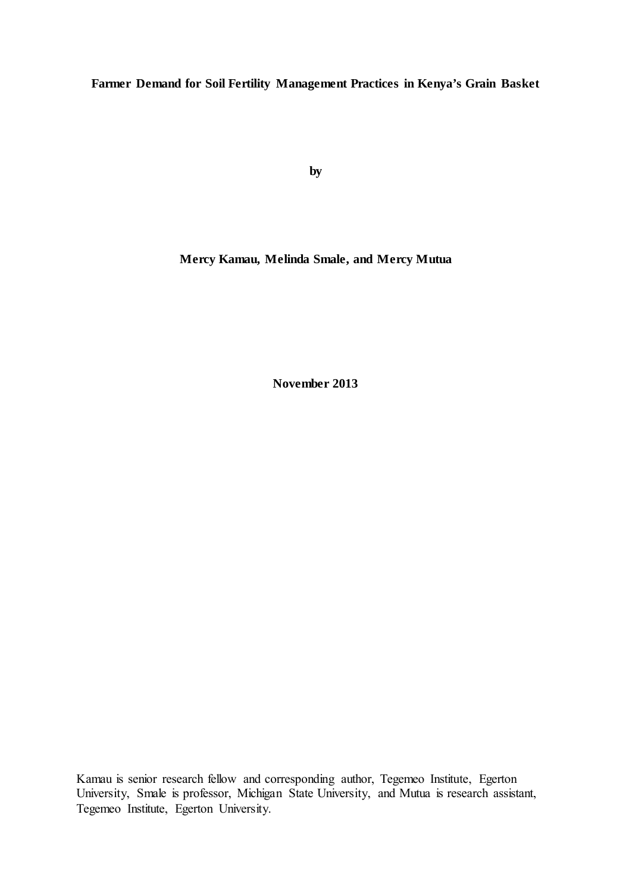**Farmer Demand for Soil Fertility Management Practices in Kenya's Grain Basket**

**by**

**Mercy Kamau, Melinda Smale, and Mercy Mutua**

**November 2013**

Kamau is senior research fellow and corresponding author, Tegemeo Institute, Egerton University, Smale is professor, Michigan State University, and Mutua is research assistant, Tegemeo Institute, Egerton University.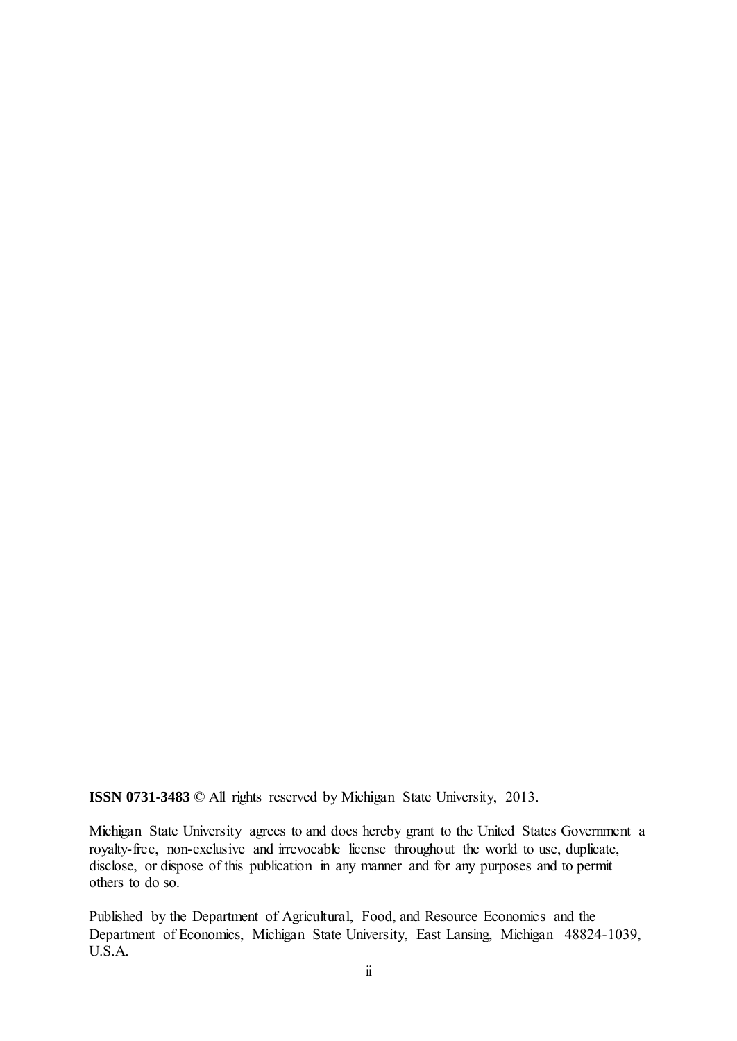**ISSN 0731-3483** © All rights reserved by Michigan State University, 2013.

Michigan State University agrees to and does hereby grant to the United States Government a royalty-free, non-exclusive and irrevocable license throughout the world to use, duplicate, disclose, or dispose of this publication in any manner and for any purposes and to permit others to do so.

Published by the Department of Agricultural, Food, and Resource Economics and the Department of Economics, Michigan State University, East Lansing, Michigan 48824-1039, U.S.A.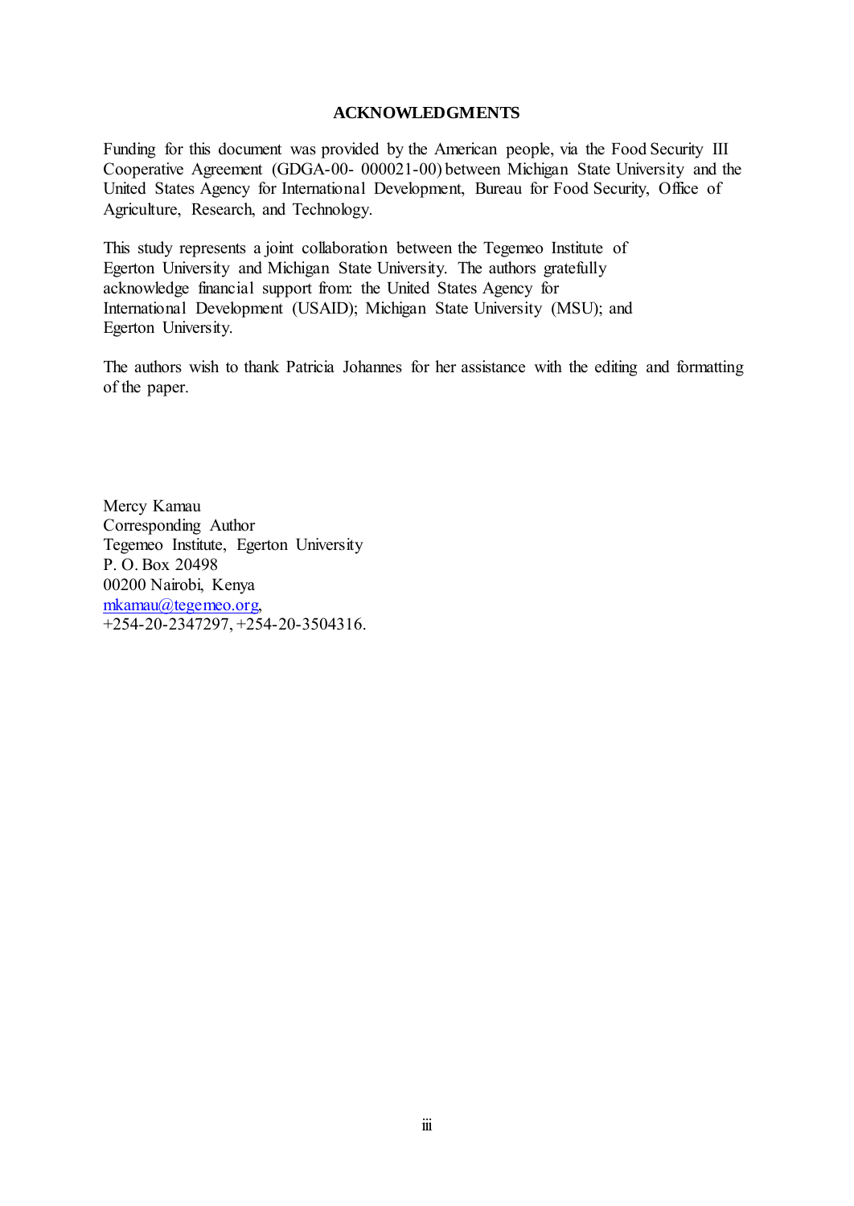## ACKNOWLEDGMENTS

Funding for this document was provided by the American people, via the Food Security III Cooperative Agreement (GDGA-00- 000021-00) between Michigan State University and the United States Agency for International Development, Bureau for Food Security, Office of Agriculture, Research, and Technology.

This study represents a joint collaboration between the Tegemeo Institute of Egerton University and Michigan State University. The authors gratefully acknowledge financial support from: the United States Agency for International Development (USAID); Michigan State University (MSU); and Egerton University.

The authors wish to thank Patricia Johannes for her assistance with the editing and formatting of the paper.

Mercy Kamau  
Corresponding Author  
Tegemeo Institute, Egerton University  
P. O. Box 20498  
00200 Nairobi, Kenya  
mkamau@tegemeo.org,  
+254-20-2347297, +254-20-3504316.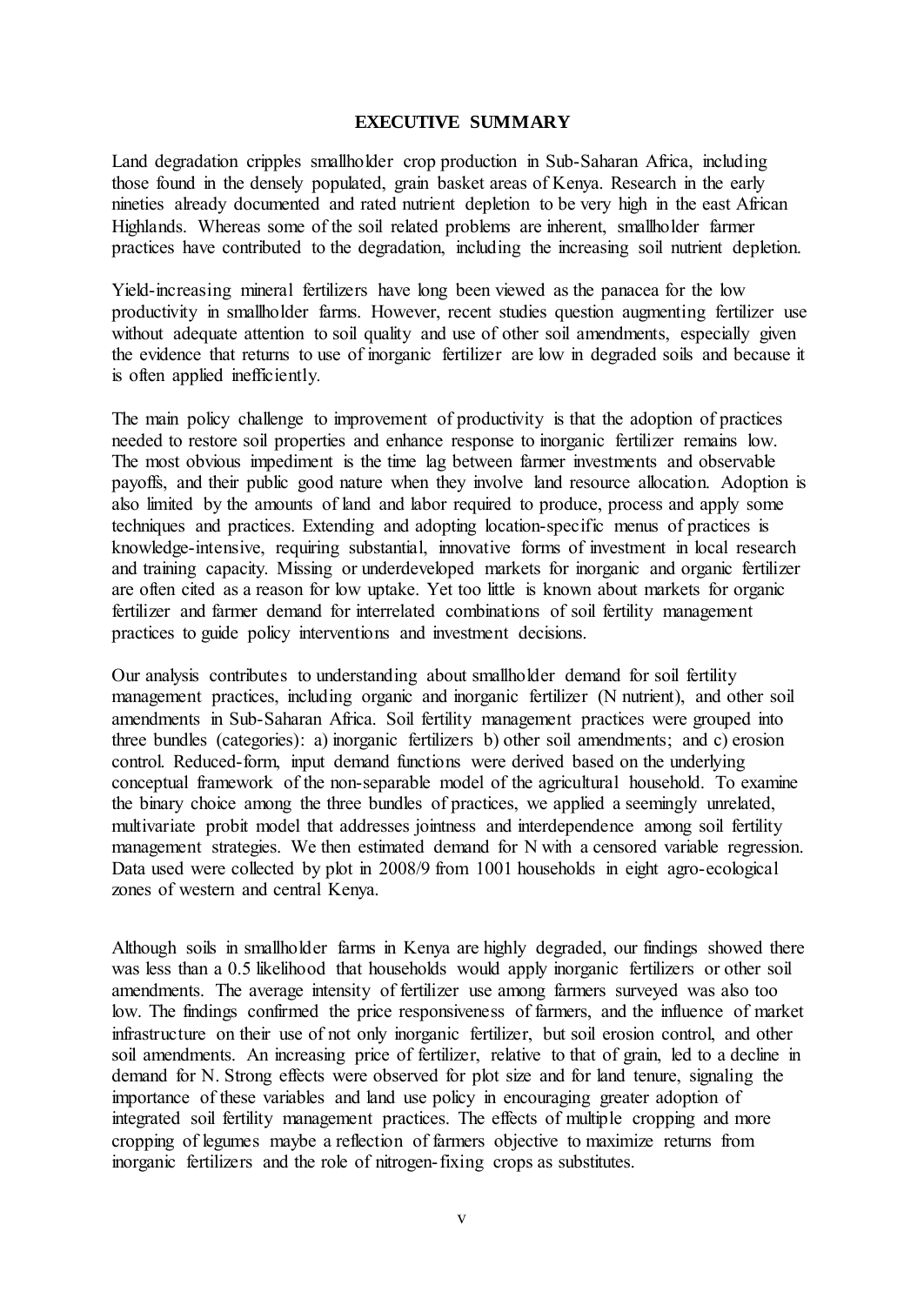## EXECUTIVE SUMMARY

Land degradation cripples smallholder crop production in Sub-Saharan Africa, including those found in the densely populated, grain basket areas of Kenya. Research in the early nineties already documented and rated nutrient depletion to be very high in the east African Highlands. Whereas some of the soil related problems are inherent, smallholder farmer practices have contributed to the degradation, including the increasing soil nutrient depletion.

Yield-increasing mineral fertilizers have long been viewed as the panacea for the low productivity in smallholder farms. However, recent studies question augmenting fertilizer use without adequate attention to soil quality and use of other soil amendments, especially given the evidence that returns to use of inorganic fertilizer are low in degraded soils and because it is often applied inefficiently.

The main policy challenge to improvement of productivity is that the adoption of practices needed to restore soil properties and enhance response to inorganic fertilizer remains low. The most obvious impediment is the time lag between farmer investments and observable payoffs, and their public good nature when they involve land resource allocation. Adoption is also limited by the amounts of land and labor required to produce, process and apply some techniques and practices. Extending and adopting location-specific menus of practices is knowledge-intensive, requiring substantial, innovative forms of investment in local research and training capacity. Missing or underdeveloped markets for inorganic and organic fertilizer are often cited as a reason for low uptake. Yet too little is known about markets for organic fertilizer and farmer demand for interrelated combinations of soil fertility management practices to guide policy interventions and investment decisions.

Our analysis contributes to understanding about smallholder demand for soil fertility management practices, including organic and inorganic fertilizer (N nutrient), and other soil amendments in Sub-Saharan Africa. Soil fertility management practices were grouped into three bundles (categories): a) inorganic fertilizers b) other soil amendments; and c) erosion control. Reduced-form, input demand functions were derived based on the underlying conceptual framework of the non-separable model of the agricultural household. To examine the binary choice among the three bundles of practices, we applied a seemingly unrelated, multivariate probit model that addresses jointness and interdependence among soil fertility management strategies. We then estimated demand for N with a censored variable regression. Data used were collected by plot in 2008/9 from 1001 households in eight agro-ecological zones of western and central Kenya.

Although soils in smallholder farms in Kenya are highly degraded, our findings showed there was less than a 0.5 likelihood that households would apply inorganic fertilizers or other soil amendments. The average intensity of fertilizer use among farmers surveyed was also too low. The findings confirmed the price responsiveness of farmers, and the influence of market infrastructure on their use of not only inorganic fertilizer, but soil erosion control, and other soil amendments. An increasing price of fertilizer, relative to that of grain, led to a decline in demand for N. Strong effects were observed for plot size and for land tenure, signaling the importance of these variables and land use policy in encouraging greater adoption of integrated soil fertility management practices. The effects of multiple cropping and more cropping of legumes maybe a reflection of farmers objective to maximize returns from inorganic fertilizers and the role of nitrogen-fixing crops as substitutes.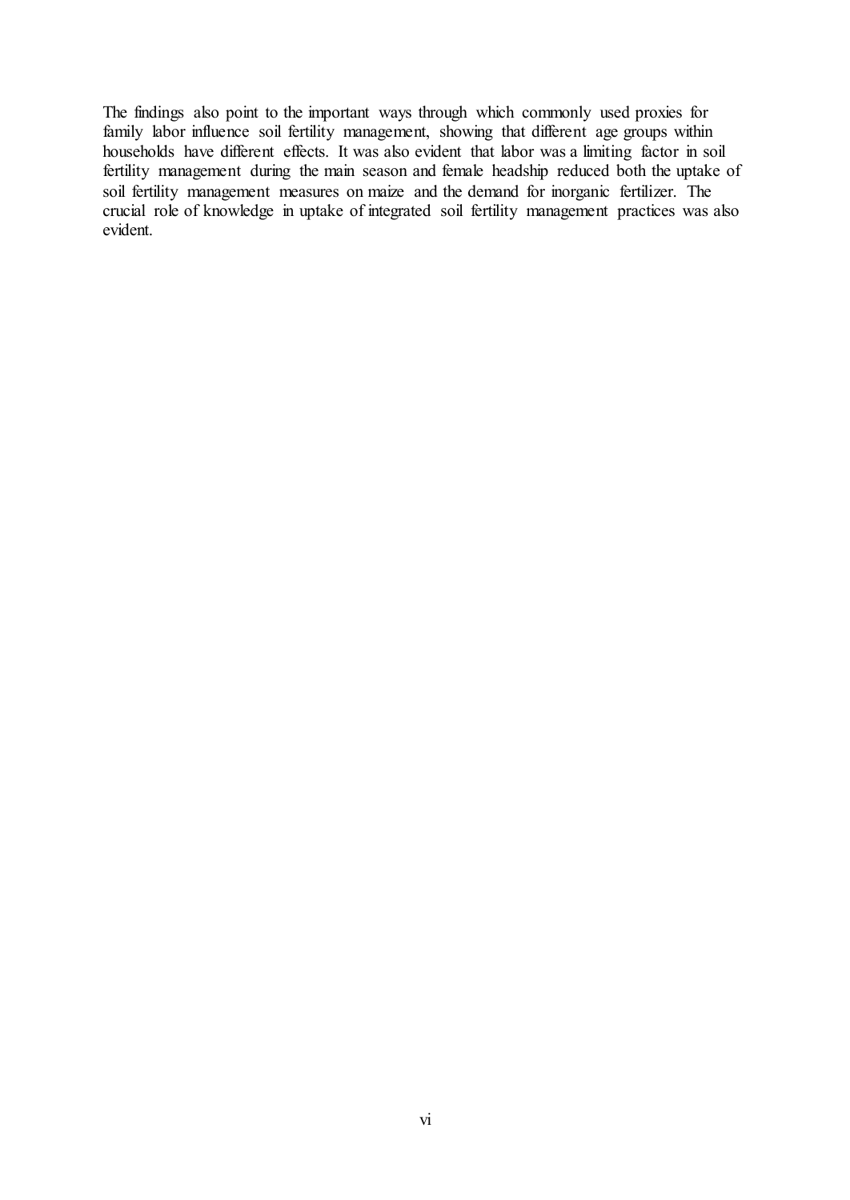The findings also point to the important ways through which commonly used proxies for family labor influence soil fertility management, showing that different age groups within households have different effects. It was also evident that labor was a limiting factor in soil fertility management during the main season and female headship reduced both the uptake of soil fertility management measures on maize and the demand for inorganic fertilizer. The crucial role of knowledge in uptake of integrated soil fertility management practices was also evident.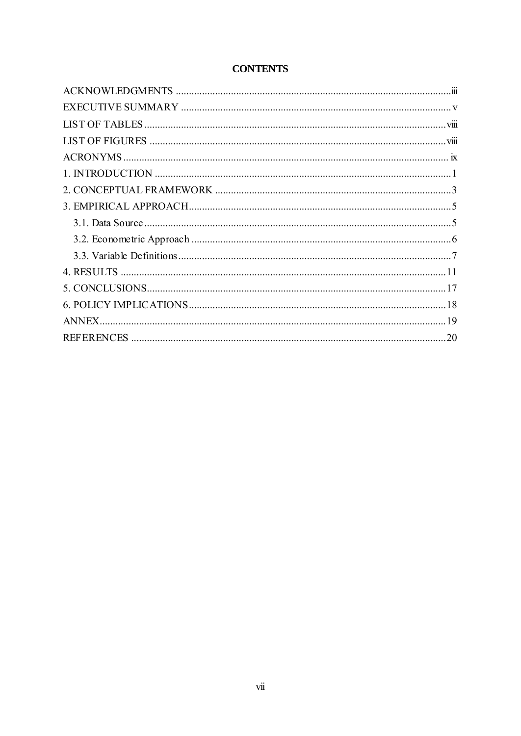# CONTENTS

ACKNOWLEDGMENTS ........................................................................................................iii
EXECUTIVE SUMMARY ....................................................................................................... v
LIST OF TABLES ................................................................................................................viii
LIST OF FIGURES ...............................................................................................................viii
ACRONYMS ........................................................................................................................... ix
1. INTRODUCTION ................................................................................................................1
2. CONCEPTUAL FRAMEWORK .........................................................................................3
3. EMPIRICAL APPROACH...................................................................................................5
  3.1. Data Source....................................................................................................................5
  3.2. Econometric Approach ..................................................................................................6
  3.3. Variable Definitions.......................................................................................................7
4. RESULTS ...........................................................................................................................11
5. CONCLUSIONS.................................................................................................................17
6. POLICY IMPLICATIONS.................................................................................................18
ANNEX...................................................................................................................................19
REFERENCES .......................................................................................................................20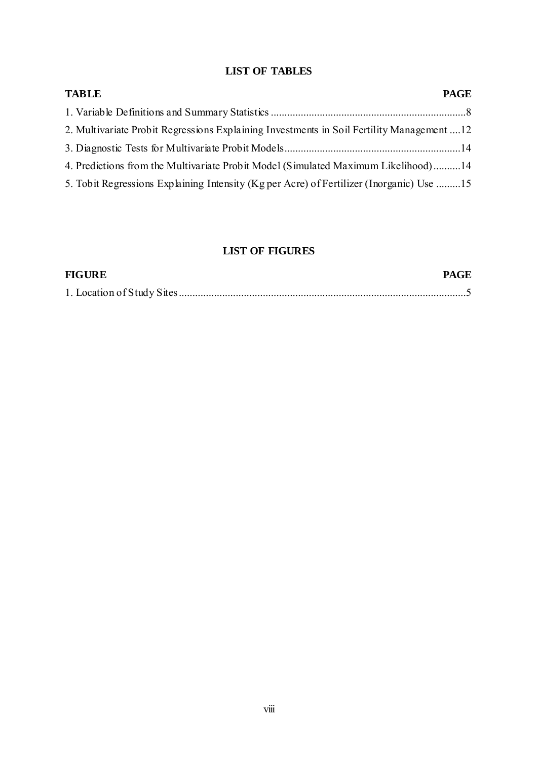## LIST OF TABLES

| TABLE | PAGE |
| --- | --- |
| 1. Variable Definitions and Summary Statistics | 8 |
| 2. Multivariate Probit Regressions Explaining Investments in Soil Fertility Management | 12 |
| 3. Diagnostic Tests for Multivariate Probit Models | 14 |
| 4. Predictions from the Multivariate Probit Model (Simulated Maximum Likelihood) | 14 |
| 5. Tobit Regressions Explaining Intensity (Kg per Acre) of Fertilizer (Inorganic) Use | 15 |

## LIST OF FIGURES

| FIGURE | PAGE |
| --- | --- |
| 1. Location of Study Sites | 5 |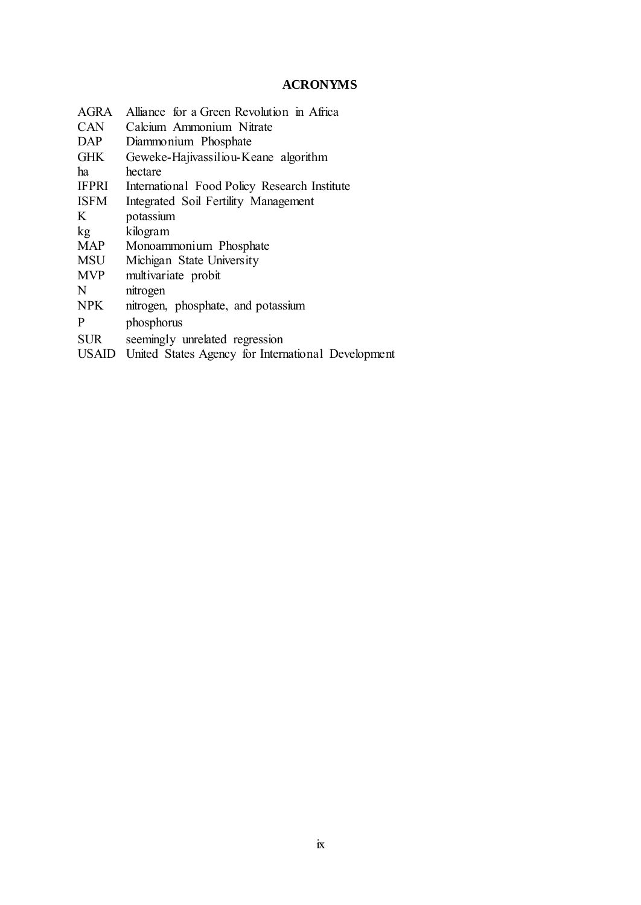# ACRONYMS

| | |
|---|---|
| AGRA | Alliance for a Green Revolution in Africa |
| CAN | Calcium Ammonium Nitrate |
| DAP | Diammonium Phosphate |
| GHK | Geweke-Hajivassiliou-Keane algorithm |
| ha | hectare |
| IFPRI | International Food Policy Research Institute |
| ISFM | Integrated Soil Fertility Management |
| K | potassium |
| kg | kilogram |
| MAP | Monoammonium Phosphate |
| MSU | Michigan State University |
| MVP | multivariate probit |
| N | nitrogen |
| NPK | nitrogen, phosphate, and potassium |
| P | phosphorus |
| SUR | seemingly unrelated regression |
| USAID | United States Agency for International Development |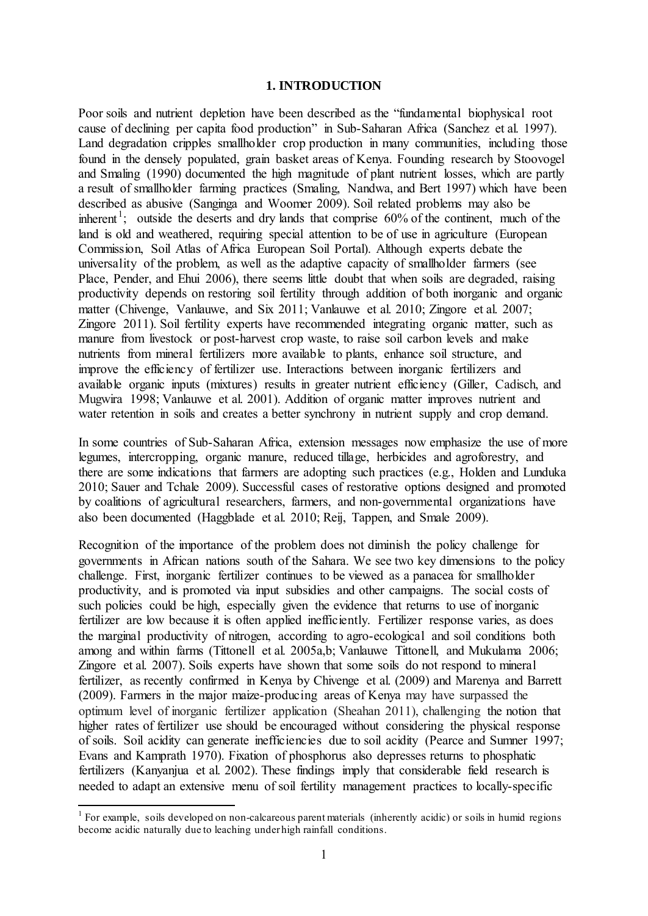# 1. INTRODUCTION

Poor soils and nutrient depletion have been described as the "fundamental biophysical root cause of declining per capita food production" in Sub-Saharan Africa (Sanchez et al. 1997). Land degradation cripples smallholder crop production in many communities, including those found in the densely populated, grain basket areas of Kenya. Founding research by Stoovogel and Smaling (1990) documented the high magnitude of plant nutrient losses, which are partly a result of smallholder farming practices (Smaling, Nandwa, and Bert 1997) which have been described as abusive (Sanginga and Woomer 2009). Soil related problems may also be inherent[1]; outside the deserts and dry lands that comprise 60% of the continent, much of the land is old and weathered, requiring special attention to be of use in agriculture (European Commission, Soil Atlas of Africa European Soil Portal). Although experts debate the universality of the problem, as well as the adaptive capacity of smallholder farmers (see Place, Pender, and Ehui 2006), there seems little doubt that when soils are degraded, raising productivity depends on restoring soil fertility through addition of both inorganic and organic matter (Chivenge, Vanlauwe, and Six 2011; Vanlauwe et al. 2010; Zingore et al. 2007; Zingore 2011). Soil fertility experts have recommended integrating organic matter, such as manure from livestock or post-harvest crop waste, to raise soil carbon levels and make nutrients from mineral fertilizers more available to plants, enhance soil structure, and improve the efficiency of fertilizer use. Interactions between inorganic fertilizers and available organic inputs (mixtures) results in greater nutrient efficiency (Giller, Cadisch, and Mugwira 1998; Vanlauwe et al. 2001). Addition of organic matter improves nutrient and water retention in soils and creates a better synchrony in nutrient supply and crop demand.

In some countries of Sub-Saharan Africa, extension messages now emphasize the use of more legumes, intercropping, organic manure, reduced tillage, herbicides and agroforestry, and there are some indications that farmers are adopting such practices (e.g., Holden and Lunduka 2010; Sauer and Tchale 2009). Successful cases of restorative options designed and promoted by coalitions of agricultural researchers, farmers, and non-governmental organizations have also been documented (Haggblade et al. 2010; Reij, Tappen, and Smale 2009).

Recognition of the importance of the problem does not diminish the policy challenge for governments in African nations south of the Sahara. We see two key dimensions to the policy challenge. First, inorganic fertilizer continues to be viewed as a panacea for smallholder productivity, and is promoted via input subsidies and other campaigns. The social costs of such policies could be high, especially given the evidence that returns to use of inorganic fertilizer are low because it is often applied inefficiently. Fertilizer response varies, as does the marginal productivity of nitrogen, according to agro-ecological and soil conditions both among and within farms (Tittonell et al. 2005a,b; Vanlauwe Tittonell, and Mukulama 2006; Zingore et al. 2007). Soils experts have shown that some soils do not respond to mineral fertilizer, as recently confirmed in Kenya by Chivenge et al. (2009) and Marenya and Barrett (2009). Farmers in the major maize-producing areas of Kenya may have surpassed the optimum level of inorganic fertilizer application (Sheahan 2011), challenging the notion that higher rates of fertilizer use should be encouraged without considering the physical response of soils. Soil acidity can generate inefficiencies due to soil acidity (Pearce and Sumner 1997; Evans and Kamprath 1970). Fixation of phosphorus also depresses returns to phosphatic fertilizers (Kanyanjua et al. 2002). These findings imply that considerable field research is needed to adapt an extensive menu of soil fertility management practices to locally-specific

[1] For example, soils developed on non-calcareous parent materials (inherently acidic) or soils in humid regions become acidic naturally due to leaching under high rainfall conditions.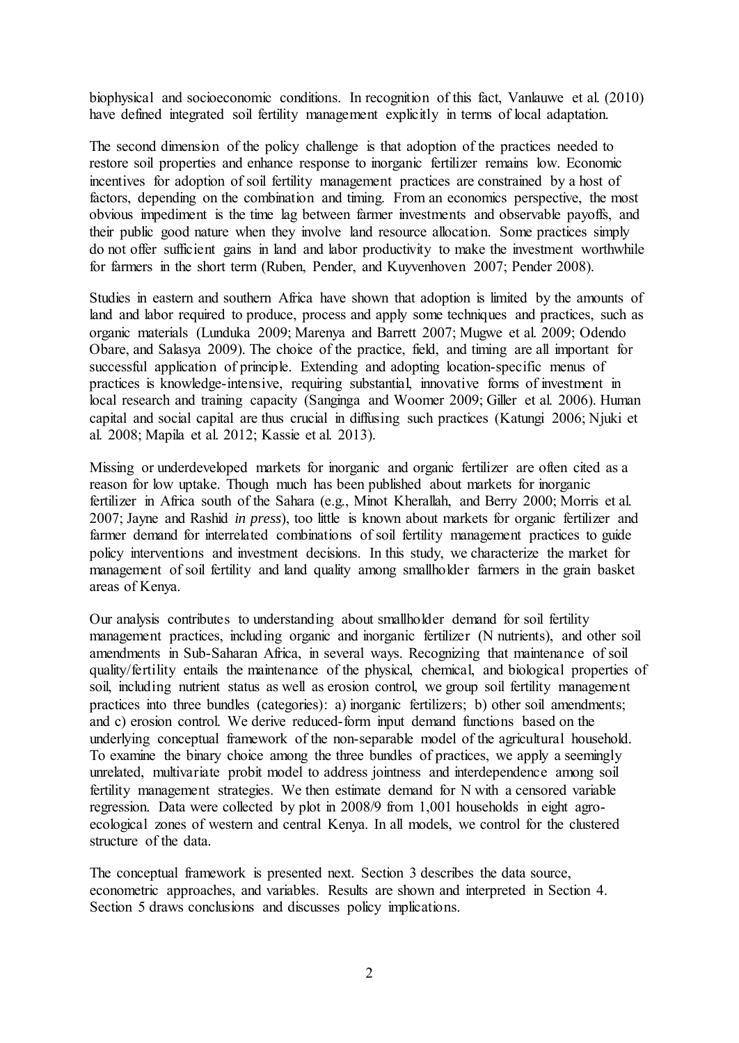biophysical and socioeconomic conditions. In recognition of this fact, Vanlauwe et al. (2010) have defined integrated soil fertility management explicitly in terms of local adaptation.

The second dimension of the policy challenge is that adoption of the practices needed to restore soil properties and enhance response to inorganic fertilizer remains low. Economic incentives for adoption of soil fertility management practices are constrained by a host of factors, depending on the combination and timing. From an economics perspective, the most obvious impediment is the time lag between farmer investments and observable payoffs, and their public good nature when they involve land resource allocation. Some practices simply do not offer sufficient gains in land and labor productivity to make the investment worthwhile for farmers in the short term (Ruben, Pender, and Kuyvenhoven 2007; Pender 2008).

Studies in eastern and southern Africa have shown that adoption is limited by the amounts of land and labor required to produce, process and apply some techniques and practices, such as organic materials (Lunduka 2009; Marenya and Barrett 2007; Mugwe et al. 2009; Odendo Obare, and Salasya 2009). The choice of the practice, field, and timing are all important for successful application of principle. Extending and adopting location-specific menus of practices is knowledge-intensive, requiring substantial, innovative forms of investment in local research and training capacity (Sanginga and Woomer 2009; Giller et al. 2006). Human capital and social capital are thus crucial in diffusing such practices (Katungi 2006; Njuki et al. 2008; Mapila et al. 2012; Kassie et al. 2013).

Missing or underdeveloped markets for inorganic and organic fertilizer are often cited as a reason for low uptake. Though much has been published about markets for inorganic fertilizer in Africa south of the Sahara (e.g., Minot Kherallah, and Berry 2000; Morris et al. 2007; Jayne and Rashid *in press*), too little is known about markets for organic fertilizer and farmer demand for interrelated combinations of soil fertility management practices to guide policy interventions and investment decisions. In this study, we characterize the market for management of soil fertility and land quality among smallholder farmers in the grain basket areas of Kenya.

Our analysis contributes to understanding about smallholder demand for soil fertility management practices, including organic and inorganic fertilizer (N nutrients), and other soil amendments in Sub-Saharan Africa, in several ways. Recognizing that maintenance of soil quality/fertility entails the maintenance of the physical, chemical, and biological properties of soil, including nutrient status as well as erosion control, we group soil fertility management practices into three bundles (categories): a) inorganic fertilizers; b) other soil amendments; and c) erosion control. We derive reduced-form input demand functions based on the underlying conceptual framework of the non-separable model of the agricultural household. To examine the binary choice among the three bundles of practices, we apply a seemingly unrelated, multivariate probit model to address jointness and interdependence among soil fertility management strategies. We then estimate demand for N with a censored variable regression. Data were collected by plot in 2008/9 from 1,001 households in eight agro-ecological zones of western and central Kenya. In all models, we control for the clustered structure of the data.

The conceptual framework is presented next. Section 3 describes the data source, econometric approaches, and variables. Results are shown and interpreted in Section 4. Section 5 draws conclusions and discusses policy implications.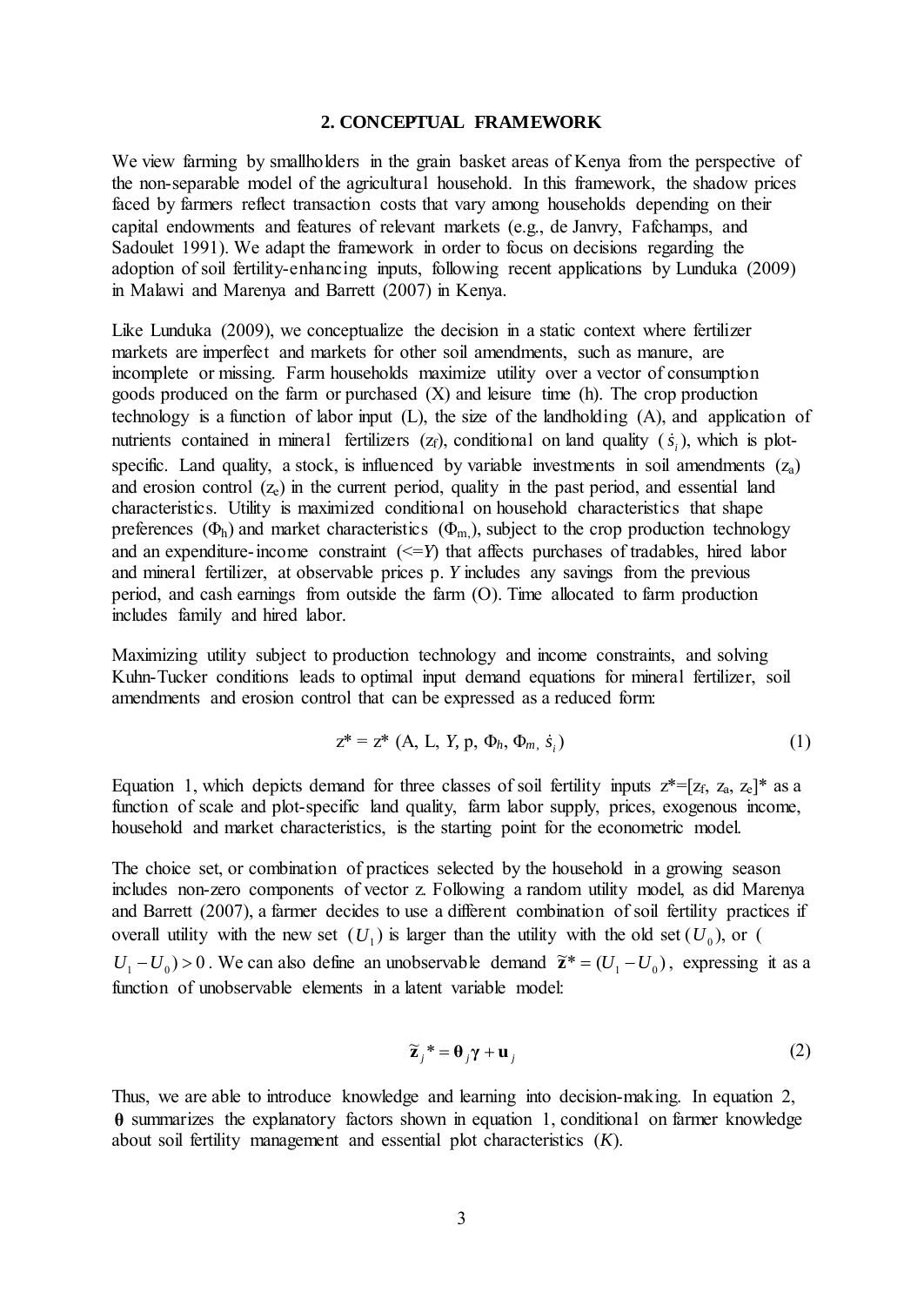## 2. CONCEPTUAL FRAMEWORK

We view farming by smallholders in the grain basket areas of Kenya from the perspective of the non-separable model of the agricultural household. In this framework, the shadow prices faced by farmers reflect transaction costs that vary among households depending on their capital endowments and features of relevant markets (e.g., de Janvry, Fafchamps, and Sadoulet 1991). We adapt the framework in order to focus on decisions regarding the adoption of soil fertility-enhancing inputs, following recent applications by Lunduka (2009) in Malawi and Marenya and Barrett (2007) in Kenya.

Like Lunduka (2009), we conceptualize the decision in a static context where fertilizer markets are imperfect and markets for other soil amendments, such as manure, are incomplete or missing. Farm households maximize utility over a vector of consumption goods produced on the farm or purchased (X) and leisure time (h). The crop production technology is a function of labor input (L), the size of the landholding (A), and application of nutrients contained in mineral fertilizers ($z_f$), conditional on land quality ($\dot{s}_i$), which is plot-specific. Land quality, a stock, is influenced by variable investments in soil amendments ($z_a$) and erosion control ($z_e$) in the current period, quality in the past period, and essential land characteristics. Utility is maximized conditional on household characteristics that shape preferences ($\Phi_h$) and market characteristics ($\Phi_m$), subject to the crop production technology and an expenditure-income constraint ($\leq Y$) that affects purchases of tradables, hired labor and mineral fertilizer, at observable prices p. *Y* includes any savings from the previous period, and cash earnings from outside the farm (O). Time allocated to farm production includes family and hired labor.

Maximizing utility subject to production technology and income constraints, and solving Kuhn-Tucker conditions leads to optimal input demand equations for mineral fertilizer, soil amendments and erosion control that can be expressed as a reduced form:

$$z^* = z^*(A, L, Y, p, \Phi_h, \Phi_m, \dot{s}_i) \qquad (1)$$

Equation 1, which depicts demand for three classes of soil fertility inputs $z^*=[z_f, z_a, z_e]^*$ as a function of scale and plot-specific land quality, farm labor supply, prices, exogenous income, household and market characteristics, is the starting point for the econometric model.

The choice set, or combination of practices selected by the household in a growing season includes non-zero components of vector z. Following a random utility model, as did Marenya and Barrett (2007), a farmer decides to use a different combination of soil fertility practices if overall utility with the new set ($U_1$) is larger than the utility with the old set ($U_0$), or ($U_1 - U_0) > 0$. We can also define an unobservable demand $\tilde{\mathbf{z}}^* = (U_1 - U_0)$, expressing it as a function of unobservable elements in a latent variable model:

$$\tilde{\mathbf{z}}_j^* = \boldsymbol{\theta}_j \boldsymbol{\gamma} + \mathbf{u}_j \qquad (2)$$

Thus, we are able to introduce knowledge and learning into decision-making. In equation 2, $\boldsymbol{\theta}$ summarizes the explanatory factors shown in equation 1, conditional on farmer knowledge about soil fertility management and essential plot characteristics (*K*).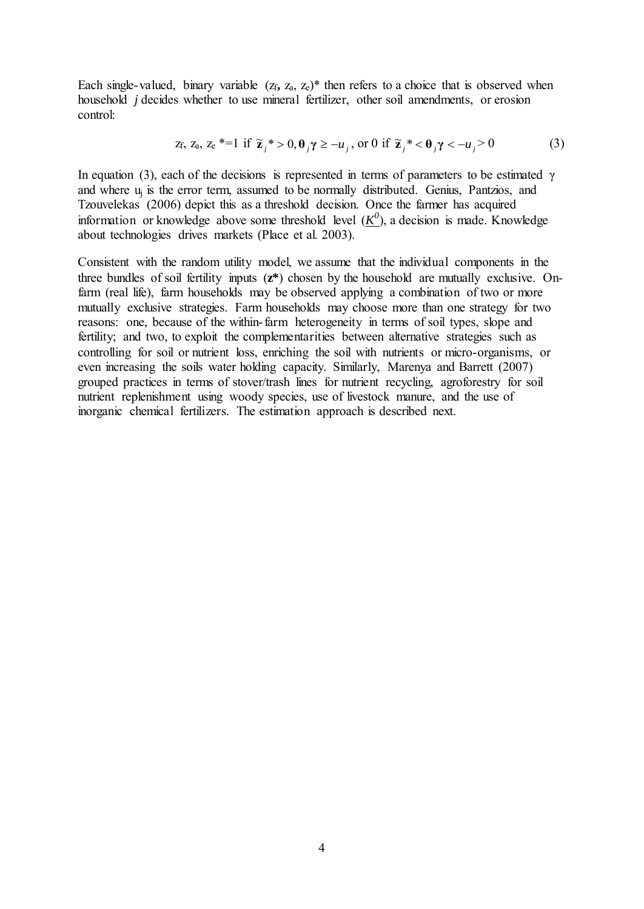Each single-valued, binary variable $(z_f, z_a, z_e)^*$ then refers to a choice that is observed when household $j$ decides whether to use mineral fertilizer, other soil amendments, or erosion control:

$$z_f, z_a, z_e{}^* = 1 \text{ if } \tilde{\mathbf{z}}_j{}^* > 0, \boldsymbol{\theta}_j \boldsymbol{\gamma} \geq -u_j, \text{ or } 0 \text{ if } \tilde{\mathbf{z}}_j{}^* < \boldsymbol{\theta}_j \boldsymbol{\gamma} < -u_j > 0 \tag{3}$$

In equation (3), each of the decisions is represented in terms of parameters to be estimated $\gamma$ and where $u_j$ is the error term, assumed to be normally distributed. Genius, Pantzios, and Tzouvelekas (2006) depict this as a threshold decision. Once the farmer has acquired information or knowledge above some threshold level ($\underline{K}^0$), a decision is made. Knowledge about technologies drives markets (Place et al. 2003).

Consistent with the random utility model, we assume that the individual components in the three bundles of soil fertility inputs (**z***) chosen by the household are mutually exclusive. On-farm (real life), farm households may be observed applying a combination of two or more mutually exclusive strategies. Farm households may choose more than one strategy for two reasons: one, because of the within-farm heterogeneity in terms of soil types, slope and fertility; and two, to exploit the complementarities between alternative strategies such as controlling for soil or nutrient loss, enriching the soil with nutrients or micro-organisms, or even increasing the soils water holding capacity. Similarly, Marenya and Barrett (2007) grouped practices in terms of stover/trash lines for nutrient recycling, agroforestry for soil nutrient replenishment using woody species, use of livestock manure, and the use of inorganic chemical fertilizers. The estimation approach is described next.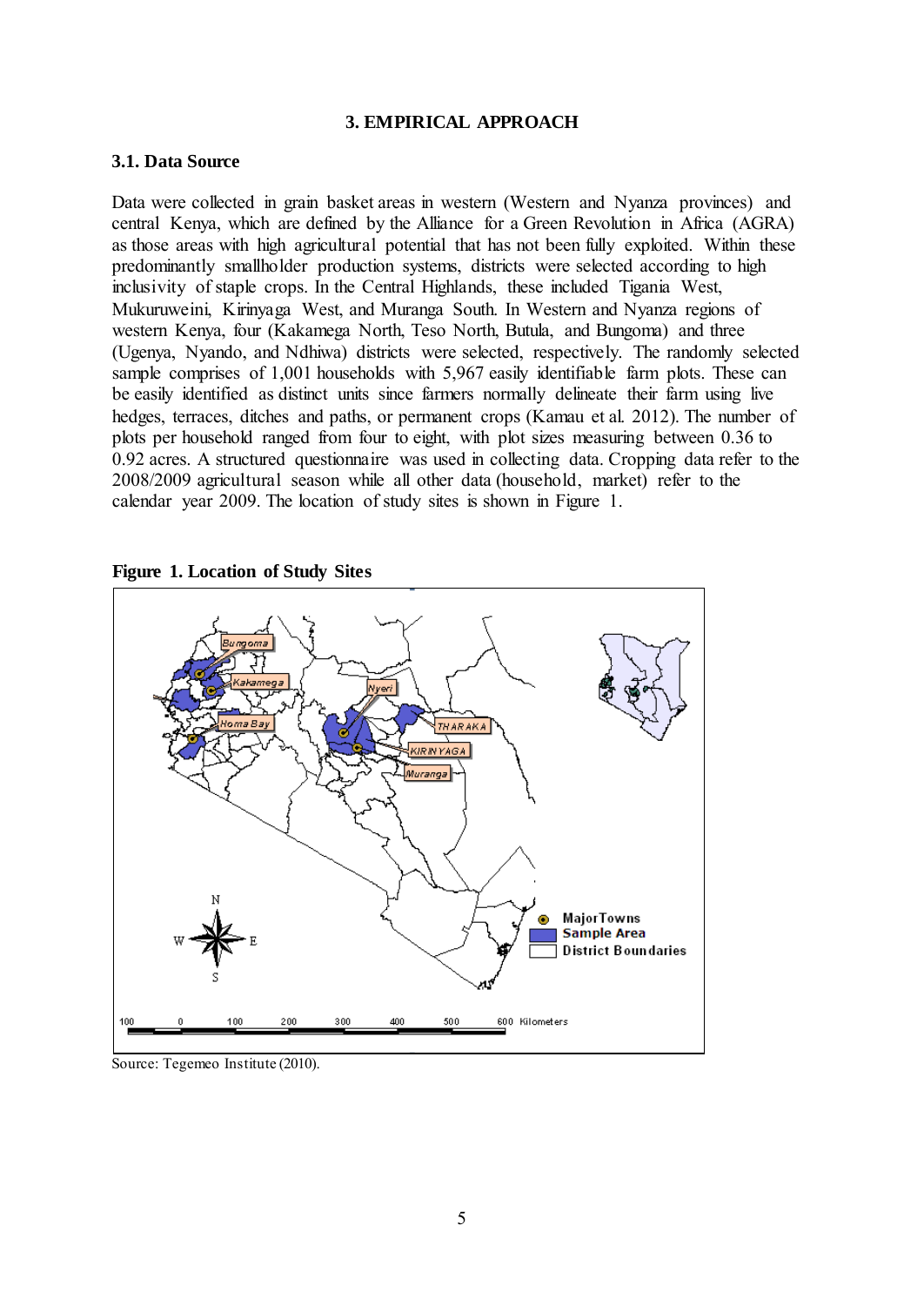# 3. EMPIRICAL APPROACH

## 3.1. Data Source

Data were collected in grain basket areas in western (Western and Nyanza provinces) and central Kenya, which are defined by the Alliance for a Green Revolution in Africa (AGRA) as those areas with high agricultural potential that has not been fully exploited. Within these predominantly smallholder production systems, districts were selected according to high inclusivity of staple crops. In the Central Highlands, these included Tigania West, Mukuruweini, Kirinyaga West, and Muranga South. In Western and Nyanza regions of western Kenya, four (Kakamega North, Teso North, Butula, and Bungoma) and three (Ugenya, Nyando, and Ndhiwa) districts were selected, respectively. The randomly selected sample comprises of 1,001 households with 5,967 easily identifiable farm plots. These can be easily identified as distinct units since farmers normally delineate their farm using live hedges, terraces, ditches and paths, or permanent crops (Kamau et al. 2012). The number of plots per household ranged from four to eight, with plot sizes measuring between 0.36 to 0.92 acres. A structured questionnaire was used in collecting data. Cropping data refer to the 2008/2009 agricultural season while all other data (household, market) refer to the calendar year 2009. The location of study sites is shown in Figure 1.

**Figure 1. Location of Study Sites**

Source: Tegemeo Institute (2010).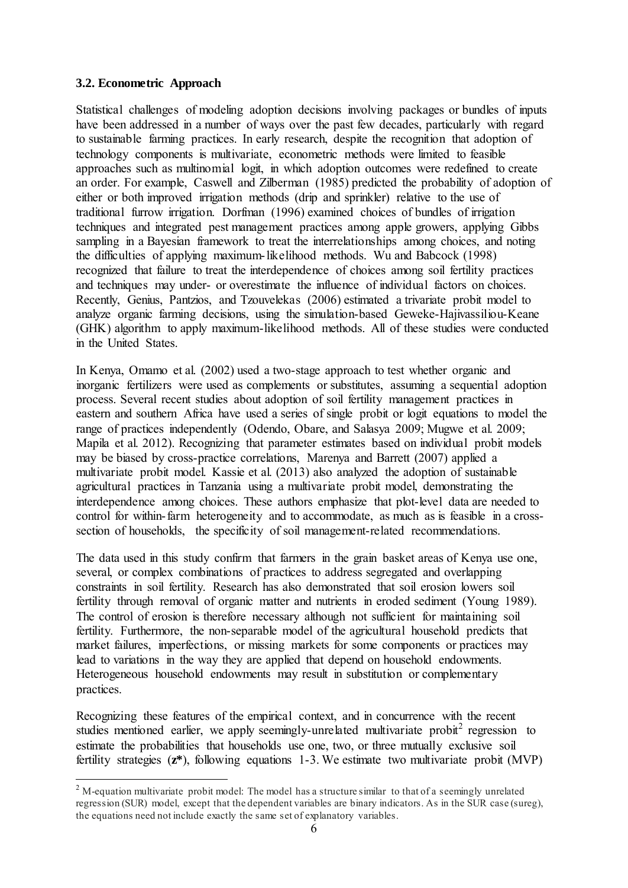### 3.2. Econometric Approach

Statistical challenges of modeling adoption decisions involving packages or bundles of inputs have been addressed in a number of ways over the past few decades, particularly with regard to sustainable farming practices. In early research, despite the recognition that adoption of technology components is multivariate, econometric methods were limited to feasible approaches such as multinomial logit, in which adoption outcomes were redefined to create an order. For example, Caswell and Zilberman (1985) predicted the probability of adoption of either or both improved irrigation methods (drip and sprinkler) relative to the use of traditional furrow irrigation. Dorfman (1996) examined choices of bundles of irrigation techniques and integrated pest management practices among apple growers, applying Gibbs sampling in a Bayesian framework to treat the interrelationships among choices, and noting the difficulties of applying maximum-likelihood methods. Wu and Babcock (1998) recognized that failure to treat the interdependence of choices among soil fertility practices and techniques may under- or overestimate the influence of individual factors on choices. Recently, Genius, Pantzios, and Tzouvelekas (2006) estimated a trivariate probit model to analyze organic farming decisions, using the simulation-based Geweke-Hajivassiliou-Keane (GHK) algorithm to apply maximum-likelihood methods. All of these studies were conducted in the United States.

In Kenya, Omamo et al. (2002) used a two-stage approach to test whether organic and inorganic fertilizers were used as complements or substitutes, assuming a sequential adoption process. Several recent studies about adoption of soil fertility management practices in eastern and southern Africa have used a series of single probit or logit equations to model the range of practices independently (Odendo, Obare, and Salasya 2009; Mugwe et al. 2009; Mapila et al. 2012). Recognizing that parameter estimates based on individual probit models may be biased by cross-practice correlations, Marenya and Barrett (2007) applied a multivariate probit model. Kassie et al. (2013) also analyzed the adoption of sustainable agricultural practices in Tanzania using a multivariate probit model, demonstrating the interdependence among choices. These authors emphasize that plot-level data are needed to control for within-farm heterogeneity and to accommodate, as much as is feasible in a cross-section of households, the specificity of soil management-related recommendations.

The data used in this study confirm that farmers in the grain basket areas of Kenya use one, several, or complex combinations of practices to address segregated and overlapping constraints in soil fertility. Research has also demonstrated that soil erosion lowers soil fertility through removal of organic matter and nutrients in eroded sediment (Young 1989). The control of erosion is therefore necessary although not sufficient for maintaining soil fertility. Furthermore, the non-separable model of the agricultural household predicts that market failures, imperfections, or missing markets for some components or practices may lead to variations in the way they are applied that depend on household endowments. Heterogeneous household endowments may result in substitution or complementary practices.

Recognizing these features of the empirical context, and in concurrence with the recent studies mentioned earlier, we apply seemingly-unrelated multivariate probit[2] regression to estimate the probabilities that households use one, two, or three mutually exclusive soil fertility strategies (**z***), following equations 1-3. We estimate two multivariate probit (MVP)

[2] M-equation multivariate probit model: The model has a structure similar to that of a seemingly unrelated regression (SUR) model, except that the dependent variables are binary indicators. As in the SUR case (sureg), the equations need not include exactly the same set of explanatory variables.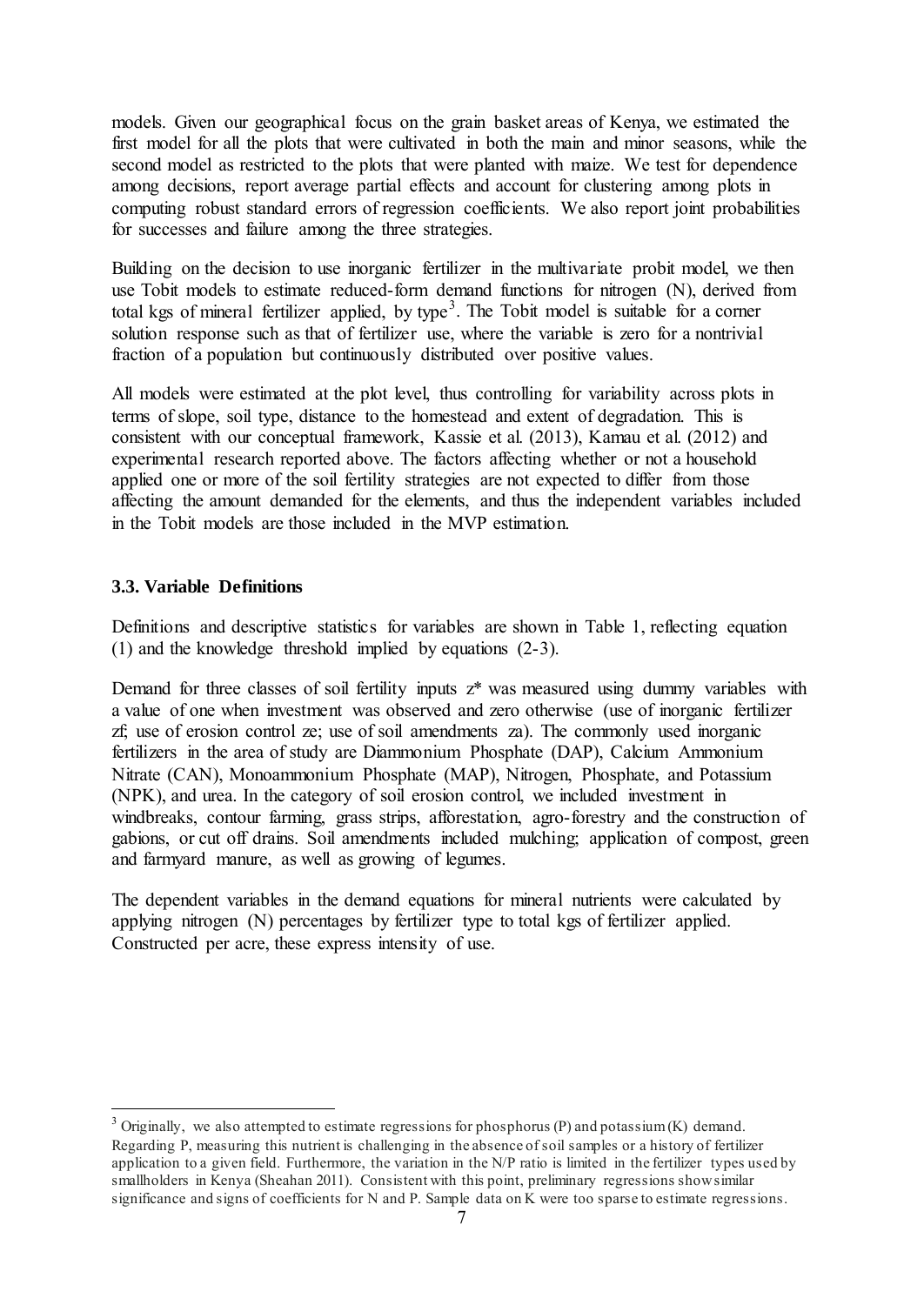models. Given our geographical focus on the grain basket areas of Kenya, we estimated the first model for all the plots that were cultivated in both the main and minor seasons, while the second model as restricted to the plots that were planted with maize. We test for dependence among decisions, report average partial effects and account for clustering among plots in computing robust standard errors of regression coefficients. We also report joint probabilities for successes and failure among the three strategies.

Building on the decision to use inorganic fertilizer in the multivariate probit model, we then use Tobit models to estimate reduced-form demand functions for nitrogen (N), derived from total kgs of mineral fertilizer applied, by type[3]. The Tobit model is suitable for a corner solution response such as that of fertilizer use, where the variable is zero for a nontrivial fraction of a population but continuously distributed over positive values.

All models were estimated at the plot level, thus controlling for variability across plots in terms of slope, soil type, distance to the homestead and extent of degradation. This is consistent with our conceptual framework, Kassie et al. (2013), Kamau et al. (2012) and experimental research reported above. The factors affecting whether or not a household applied one or more of the soil fertility strategies are not expected to differ from those affecting the amount demanded for the elements, and thus the independent variables included in the Tobit models are those included in the MVP estimation.

### 3.3. Variable Definitions

Definitions and descriptive statistics for variables are shown in Table 1, reflecting equation (1) and the knowledge threshold implied by equations (2-3).

Demand for three classes of soil fertility inputs $z^*$ was measured using dummy variables with a value of one when investment was observed and zero otherwise (use of inorganic fertilizer $z_f$; use of erosion control $z_e$; use of soil amendments $z_a$). The commonly used inorganic fertilizers in the area of study are Diammonium Phosphate (DAP), Calcium Ammonium Nitrate (CAN), Monoammonium Phosphate (MAP), Nitrogen, Phosphate, and Potassium (NPK), and urea. In the category of soil erosion control, we included investment in windbreaks, contour farming, grass strips, afforestation, agro-forestry and the construction of gabions, or cut off drains. Soil amendments included mulching; application of compost, green and farmyard manure, as well as growing of legumes.

The dependent variables in the demand equations for mineral nutrients were calculated by applying nitrogen (N) percentages by fertilizer type to total kgs of fertilizer applied. Constructed per acre, these express intensity of use.

---

[3] Originally, we also attempted to estimate regressions for phosphorus (P) and potassium (K) demand. Regarding P, measuring this nutrient is challenging in the absence of soil samples or a history of fertilizer application to a given field. Furthermore, the variation in the N/P ratio is limited in the fertilizer types used by smallholders in Kenya (Sheahan 2011). Consistent with this point, preliminary regressions show similar significance and signs of coefficients for N and P. Sample data on K were too sparse to estimate regressions.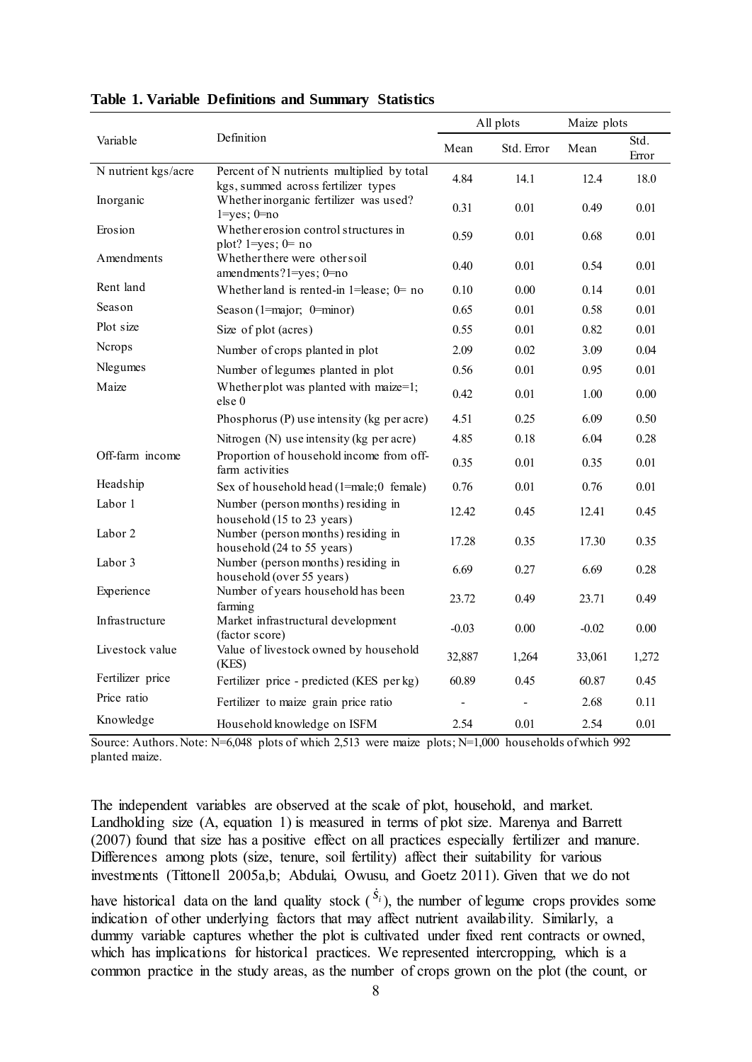**Table 1. Variable Definitions and Summary Statistics**

| Variable | Definition | All plots | | Maize plots | |
|---|---|---|---|---|---|
| | | Mean | Std. Error | Mean | Std. Error |
| N nutrient kgs/acre | Percent of N nutrients multiplied by total kgs, summed across fertilizer types | 4.84 | 14.1 | 12.4 | 18.0 |
| Inorganic | Whether inorganic fertilizer was used? 1=yes; 0=no | 0.31 | 0.01 | 0.49 | 0.01 |
| Erosion | Whether erosion control structures in plot? 1=yes; 0= no | 0.59 | 0.01 | 0.68 | 0.01 |
| Amendments | Whether there were other soil amendments? 1=yes; 0=no | 0.40 | 0.01 | 0.54 | 0.01 |
| Rent land | Whether land is rented-in 1=lease; 0= no | 0.10 | 0.00 | 0.14 | 0.01 |
| Season | Season (1=major; 0=minor) | 0.65 | 0.01 | 0.58 | 0.01 |
| Plot size | Size of plot (acres) | 0.55 | 0.01 | 0.82 | 0.01 |
| Ncrops | Number of crops planted in plot | 2.09 | 0.02 | 3.09 | 0.04 |
| Nlegumes | Number of legumes planted in plot | 0.56 | 0.01 | 0.95 | 0.01 |
| Maize | Whether plot was planted with maize=1; else 0 | 0.42 | 0.01 | 1.00 | 0.00 |
| | Phosphorus (P) use intensity (kg per acre) | 4.51 | 0.25 | 6.09 | 0.50 |
| | Nitrogen (N) use intensity (kg per acre) | 4.85 | 0.18 | 6.04 | 0.28 |
| Off-farm income | Proportion of household income from off-farm activities | 0.35 | 0.01 | 0.35 | 0.01 |
| Headship | Sex of household head (1=male; 0 female) | 0.76 | 0.01 | 0.76 | 0.01 |
| Labor 1 | Number (person months) residing in household (15 to 23 years) | 12.42 | 0.45 | 12.41 | 0.45 |
| Labor 2 | Number (person months) residing in household (24 to 55 years) | 17.28 | 0.35 | 17.30 | 0.35 |
| Labor 3 | Number (person months) residing in household (over 55 years) | 6.69 | 0.27 | 6.69 | 0.28 |
| Experience | Number of years household has been farming | 23.72 | 0.49 | 23.71 | 0.49 |
| Infrastructure | Market infrastructural development (factor score) | -0.03 | 0.00 | -0.02 | 0.00 |
| Livestock value | Value of livestock owned by household (KES) | 32,887 | 1,264 | 33,061 | 1,272 |
| Fertilizer price | Fertilizer price - predicted (KES per kg) | 60.89 | 0.45 | 60.87 | 0.45 |
| Price ratio | Fertilizer to maize grain price ratio | - | - | 2.68 | 0.11 |
| Knowledge | Household knowledge on ISFM | 2.54 | 0.01 | 2.54 | 0.01 |

Source: Authors. Note: N=6,048 plots of which 2,513 were maize plots; N=1,000 households of which 992 planted maize.

The independent variables are observed at the scale of plot, household, and market. Landholding size (A, equation 1) is measured in terms of plot size. Marenya and Barrett (2007) found that size has a positive effect on all practices especially fertilizer and manure. Differences among plots (size, tenure, soil fertility) affect their suitability for various investments (Tittonell 2005a,b; Abdulai, Owusu, and Goetz 2011). Given that we do not have historical data on the land quality stock ($\dot{s}_i$), the number of legume crops provides some indication of other underlying factors that may affect nutrient availability. Similarly, a dummy variable captures whether the plot is cultivated under fixed rent contracts or owned, which has implications for historical practices. We represented intercropping, which is a common practice in the study areas, as the number of crops grown on the plot (the count, or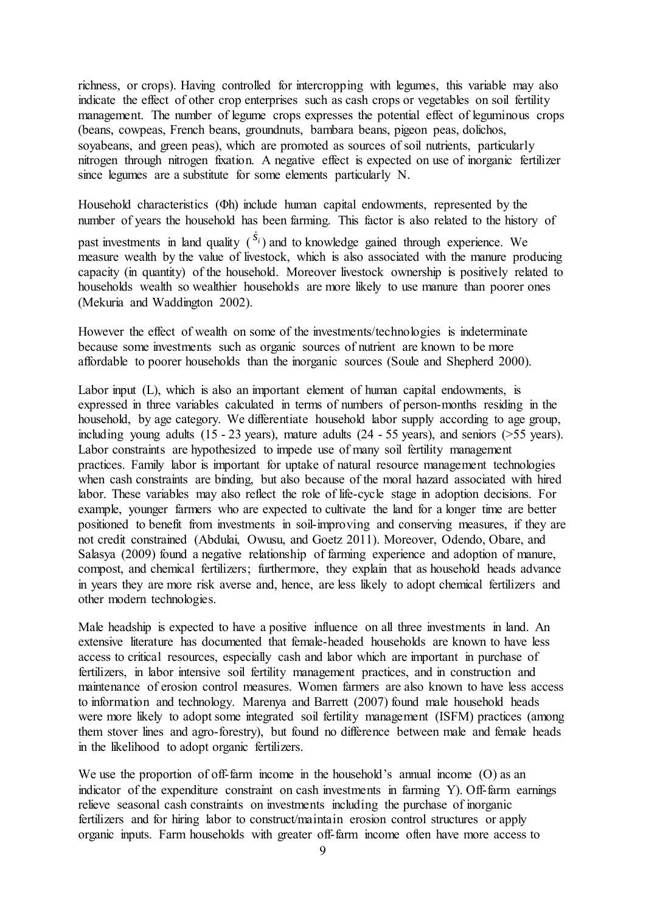richness, or crops). Having controlled for intercropping with legumes, this variable may also indicate the effect of other crop enterprises such as cash crops or vegetables on soil fertility management. The number of legume crops expresses the potential effect of leguminous crops (beans, cowpeas, French beans, groundnuts, bambara beans, pigeon peas, dolichos, soyabeans, and green peas), which are promoted as sources of soil nutrients, particularly nitrogen through nitrogen fixation. A negative effect is expected on use of inorganic fertilizer since legumes are a substitute for some elements particularly N.

Household characteristics ($\Phi h$) include human capital endowments, represented by the number of years the household has been farming. This factor is also related to the history of past investments in land quality ($\hat{S}_i$) and to knowledge gained through experience. We measure wealth by the value of livestock, which is also associated with the manure producing capacity (in quantity) of the household. Moreover livestock ownership is positively related to households wealth so wealthier households are more likely to use manure than poorer ones (Mekuria and Waddington 2002).

However the effect of wealth on some of the investments/technologies is indeterminate because some investments such as organic sources of nutrient are known to be more affordable to poorer households than the inorganic sources (Soule and Shepherd 2000).

Labor input (L), which is also an important element of human capital endowments, is expressed in three variables calculated in terms of numbers of person-months residing in the household, by age category. We differentiate household labor supply according to age group, including young adults (15 - 23 years), mature adults (24 - 55 years), and seniors (>55 years). Labor constraints are hypothesized to impede use of many soil fertility management practices. Family labor is important for uptake of natural resource management technologies when cash constraints are binding, but also because of the moral hazard associated with hired labor. These variables may also reflect the role of life-cycle stage in adoption decisions. For example, younger farmers who are expected to cultivate the land for a longer time are better positioned to benefit from investments in soil-improving and conserving measures, if they are not credit constrained (Abdulai, Owusu, and Goetz 2011). Moreover, Odendo, Obare, and Salasya (2009) found a negative relationship of farming experience and adoption of manure, compost, and chemical fertilizers; furthermore, they explain that as household heads advance in years they are more risk averse and, hence, are less likely to adopt chemical fertilizers and other modern technologies.

Male headship is expected to have a positive influence on all three investments in land. An extensive literature has documented that female-headed households are known to have less access to critical resources, especially cash and labor which are important in purchase of fertilizers, in labor intensive soil fertility management practices, and in construction and maintenance of erosion control measures. Women farmers are also known to have less access to information and technology. Marenya and Barrett (2007) found male household heads were more likely to adopt some integrated soil fertility management (ISFM) practices (among them stover lines and agro-forestry), but found no difference between male and female heads in the likelihood to adopt organic fertilizers.

We use the proportion of off-farm income in the household's annual income (O) as an indicator of the expenditure constraint on cash investments in farming Y). Off-farm earnings relieve seasonal cash constraints on investments including the purchase of inorganic fertilizers and for hiring labor to construct/maintain erosion control structures or apply organic inputs. Farm households with greater off-farm income often have more access to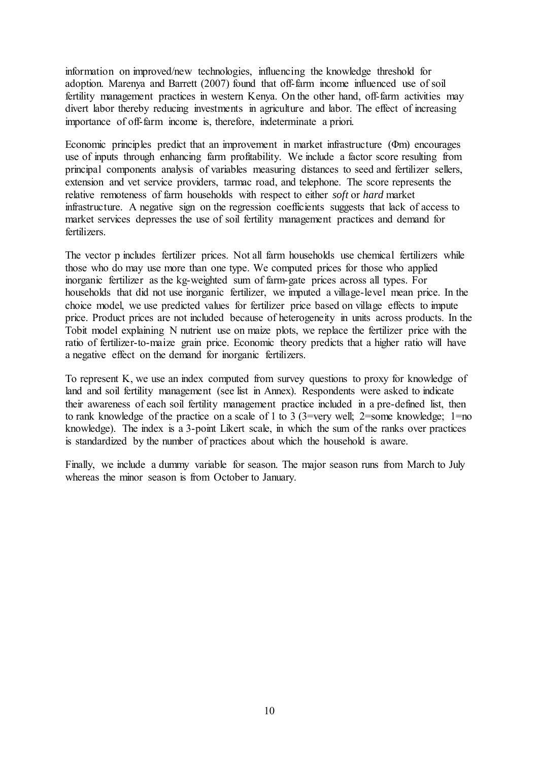information on improved/new technologies, influencing the knowledge threshold for adoption. Marenya and Barrett (2007) found that off-farm income influenced use of soil fertility management practices in western Kenya. On the other hand, off-farm activities may divert labor thereby reducing investments in agriculture and labor. The effect of increasing importance of off-farm income is, therefore, indeterminate a priori.

Economic principles predict that an improvement in market infrastructure ($\Phi m$) encourages use of inputs through enhancing farm profitability. We include a factor score resulting from principal components analysis of variables measuring distances to seed and fertilizer sellers, extension and vet service providers, tarmac road, and telephone. The score represents the relative remoteness of farm households with respect to either *soft* or *hard* market infrastructure. A negative sign on the regression coefficients suggests that lack of access to market services depresses the use of soil fertility management practices and demand for fertilizers.

The vector p includes fertilizer prices. Not all farm households use chemical fertilizers while those who do may use more than one type. We computed prices for those who applied inorganic fertilizer as the kg-weighted sum of farm-gate prices across all types. For households that did not use inorganic fertilizer, we imputed a village-level mean price. In the choice model, we use predicted values for fertilizer price based on village effects to impute price. Product prices are not included because of heterogeneity in units across products. In the Tobit model explaining N nutrient use on maize plots, we replace the fertilizer price with the ratio of fertilizer-to-maize grain price. Economic theory predicts that a higher ratio will have a negative effect on the demand for inorganic fertilizers.

To represent K, we use an index computed from survey questions to proxy for knowledge of land and soil fertility management (see list in Annex). Respondents were asked to indicate their awareness of each soil fertility management practice included in a pre-defined list, then to rank knowledge of the practice on a scale of 1 to 3 (3=very well; 2=some knowledge; 1=no knowledge). The index is a 3-point Likert scale, in which the sum of the ranks over practices is standardized by the number of practices about which the household is aware.

Finally, we include a dummy variable for season. The major season runs from March to July whereas the minor season is from October to January.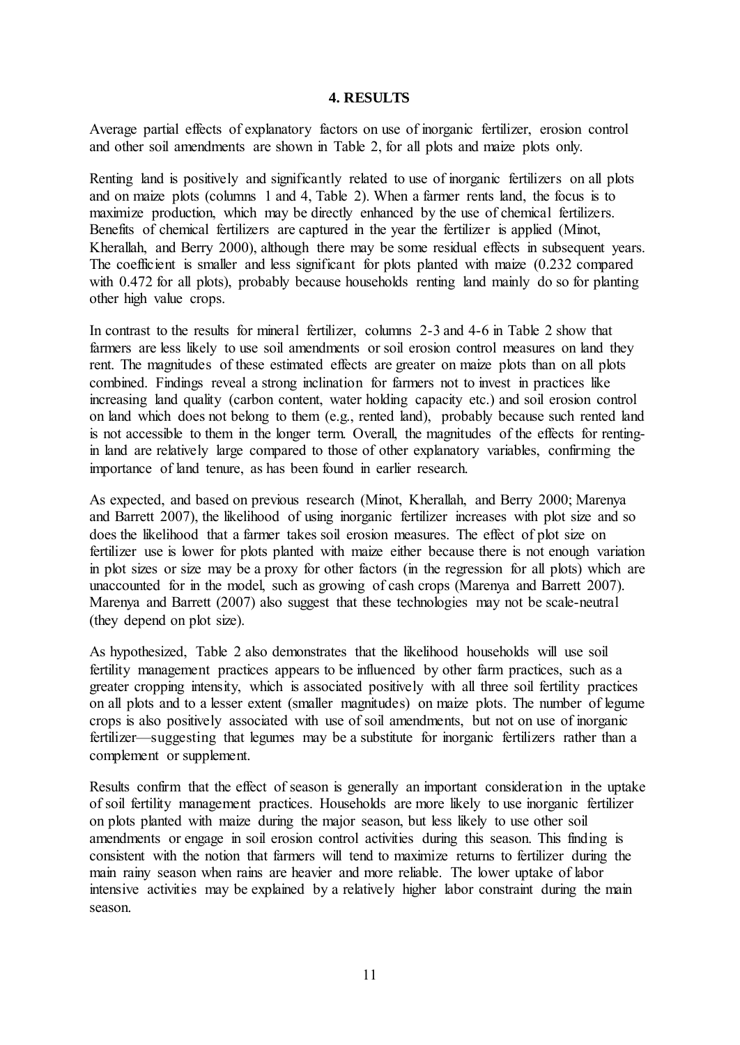## 4. RESULTS

Average partial effects of explanatory factors on use of inorganic fertilizer, erosion control and other soil amendments are shown in Table 2, for all plots and maize plots only.

Renting land is positively and significantly related to use of inorganic fertilizers on all plots and on maize plots (columns 1 and 4, Table 2). When a farmer rents land, the focus is to maximize production, which may be directly enhanced by the use of chemical fertilizers. Benefits of chemical fertilizers are captured in the year the fertilizer is applied (Minot, Kherallah, and Berry 2000), although there may be some residual effects in subsequent years. The coefficient is smaller and less significant for plots planted with maize (0.232 compared with 0.472 for all plots), probably because households renting land mainly do so for planting other high value crops.

In contrast to the results for mineral fertilizer, columns 2-3 and 4-6 in Table 2 show that farmers are less likely to use soil amendments or soil erosion control measures on land they rent. The magnitudes of these estimated effects are greater on maize plots than on all plots combined. Findings reveal a strong inclination for farmers not to invest in practices like increasing land quality (carbon content, water holding capacity etc.) and soil erosion control on land which does not belong to them (e.g., rented land), probably because such rented land is not accessible to them in the longer term. Overall, the magnitudes of the effects for renting-in land are relatively large compared to those of other explanatory variables, confirming the importance of land tenure, as has been found in earlier research.

As expected, and based on previous research (Minot, Kherallah, and Berry 2000; Marenya and Barrett 2007), the likelihood of using inorganic fertilizer increases with plot size and so does the likelihood that a farmer takes soil erosion measures. The effect of plot size on fertilizer use is lower for plots planted with maize either because there is not enough variation in plot sizes or size may be a proxy for other factors (in the regression for all plots) which are unaccounted for in the model, such as growing of cash crops (Marenya and Barrett 2007). Marenya and Barrett (2007) also suggest that these technologies may not be scale-neutral (they depend on plot size).

As hypothesized, Table 2 also demonstrates that the likelihood households will use soil fertility management practices appears to be influenced by other farm practices, such as a greater cropping intensity, which is associated positively with all three soil fertility practices on all plots and to a lesser extent (smaller magnitudes) on maize plots. The number of legume crops is also positively associated with use of soil amendments, but not on use of inorganic fertilizer—suggesting that legumes may be a substitute for inorganic fertilizers rather than a complement or supplement.

Results confirm that the effect of season is generally an important consideration in the uptake of soil fertility management practices. Households are more likely to use inorganic fertilizer on plots planted with maize during the major season, but less likely to use other soil amendments or engage in soil erosion control activities during this season. This finding is consistent with the notion that farmers will tend to maximize returns to fertilizer during the main rainy season when rains are heavier and more reliable. The lower uptake of labor intensive activities may be explained by a relatively higher labor constraint during the main season.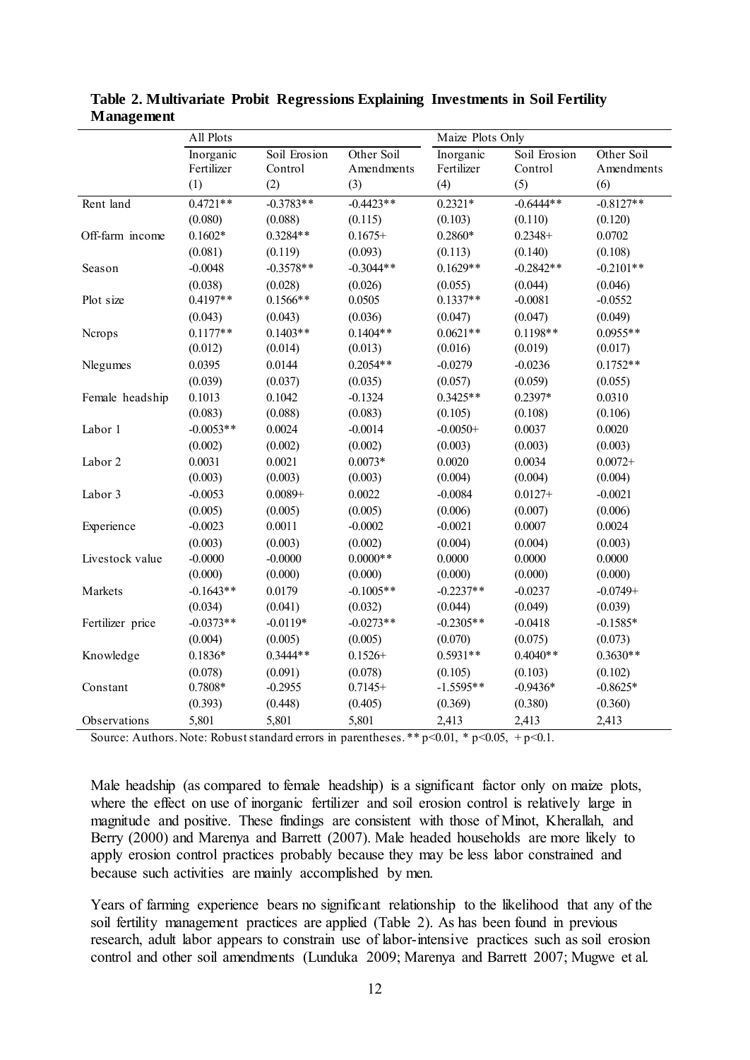**Table 2. Multivariate Probit Regressions Explaining Investments in Soil Fertility Management**

| | All Plots | | | Maize Plots Only | | |
|---|---|---|---|---|---|---|
| | Inorganic Fertilizer | Soil Erosion Control | Other Soil Amendments | Inorganic Fertilizer | Soil Erosion Control | Other Soil Amendments |
| | (1) | (2) | (3) | (4) | (5) | (6) |
| Rent land | 0.4721** | -0.3783** | -0.4423** | 0.2321* | -0.6444** | -0.8127** |
| | (0.080) | (0.088) | (0.115) | (0.103) | (0.110) | (0.120) |
| Off-farm income | 0.1602* | 0.3284** | 0.1675+ | 0.2860* | 0.2348+ | 0.0702 |
| | (0.081) | (0.119) | (0.093) | (0.113) | (0.140) | (0.108) |
| Season | -0.0048 | -0.3578** | -0.3044** | 0.1629** | -0.2842** | -0.2101** |
| | (0.038) | (0.028) | (0.026) | (0.055) | (0.044) | (0.046) |
| Plot size | 0.4197** | 0.1566** | 0.0505 | 0.1337** | -0.0081 | -0.0552 |
| | (0.043) | (0.043) | (0.036) | (0.047) | (0.047) | (0.049) |
| Ncrops | 0.1177** | 0.1403** | 0.1404** | 0.0621** | 0.1198** | 0.0955** |
| | (0.012) | (0.014) | (0.013) | (0.016) | (0.019) | (0.017) |
| Nlegumes | 0.0395 | 0.0144 | 0.2054** | -0.0279 | -0.0236 | 0.1752** |
| | (0.039) | (0.037) | (0.035) | (0.057) | (0.059) | (0.055) |
| Female headship | 0.1013 | 0.1042 | -0.1324 | 0.3425** | 0.2397* | 0.0310 |
| | (0.083) | (0.088) | (0.083) | (0.105) | (0.108) | (0.106) |
| Labor 1 | -0.0053** | 0.0024 | -0.0014 | -0.0050+ | 0.0037 | 0.0020 |
| | (0.002) | (0.002) | (0.002) | (0.003) | (0.003) | (0.003) |
| Labor 2 | 0.0031 | 0.0021 | 0.0073* | 0.0020 | 0.0034 | 0.0072+ |
| | (0.003) | (0.003) | (0.003) | (0.004) | (0.004) | (0.004) |
| Labor 3 | -0.0053 | 0.0089+ | 0.0022 | -0.0084 | 0.0127+ | -0.0021 |
| | (0.005) | (0.005) | (0.005) | (0.006) | (0.007) | (0.006) |
| Experience | -0.0023 | 0.0011 | -0.0002 | -0.0021 | 0.0007 | 0.0024 |
| | (0.003) | (0.003) | (0.002) | (0.004) | (0.004) | (0.003) |
| Livestock value | -0.0000 | -0.0000 | 0.0000** | 0.0000 | 0.0000 | 0.0000 |
| | (0.000) | (0.000) | (0.000) | (0.000) | (0.000) | (0.000) |
| Markets | -0.1643** | 0.0179 | -0.1005** | -0.2237** | -0.0237 | -0.0749+ |
| | (0.034) | (0.041) | (0.032) | (0.044) | (0.049) | (0.039) |
| Fertilizer price | -0.0373** | -0.0119* | -0.0273** | -0.2305** | -0.0418 | -0.1585* |
| | (0.004) | (0.005) | (0.005) | (0.070) | (0.075) | (0.073) |
| Knowledge | 0.1836* | 0.3444** | 0.1526+ | 0.5931** | 0.4040** | 0.3630** |
| | (0.078) | (0.091) | (0.078) | (0.105) | (0.103) | (0.102) |
| Constant | 0.7808* | -0.2955 | 0.7145+ | -1.5595** | -0.9436* | -0.8625* |
| | (0.393) | (0.448) | (0.405) | (0.369) | (0.380) | (0.360) |
| Observations | 5,801 | 5,801 | 5,801 | 2,413 | 2,413 | 2,413 |

Source: Authors. Note: Robust standard errors in parentheses. ** $p<0.01$, * $p<0.05$, + $p<0.1$.

Male headship (as compared to female headship) is a significant factor only on maize plots, where the effect on use of inorganic fertilizer and soil erosion control is relatively large in magnitude and positive. These findings are consistent with those of Minot, Kherallah, and Berry (2000) and Marenya and Barrett (2007). Male headed households are more likely to apply erosion control practices probably because they may be less labor constrained and because such activities are mainly accomplished by men.

Years of farming experience bears no significant relationship to the likelihood that any of the soil fertility management practices are applied (Table 2). As has been found in previous research, adult labor appears to constrain use of labor-intensive practices such as soil erosion control and other soil amendments (Lunduka 2009; Marenya and Barrett 2007; Mugwe et al.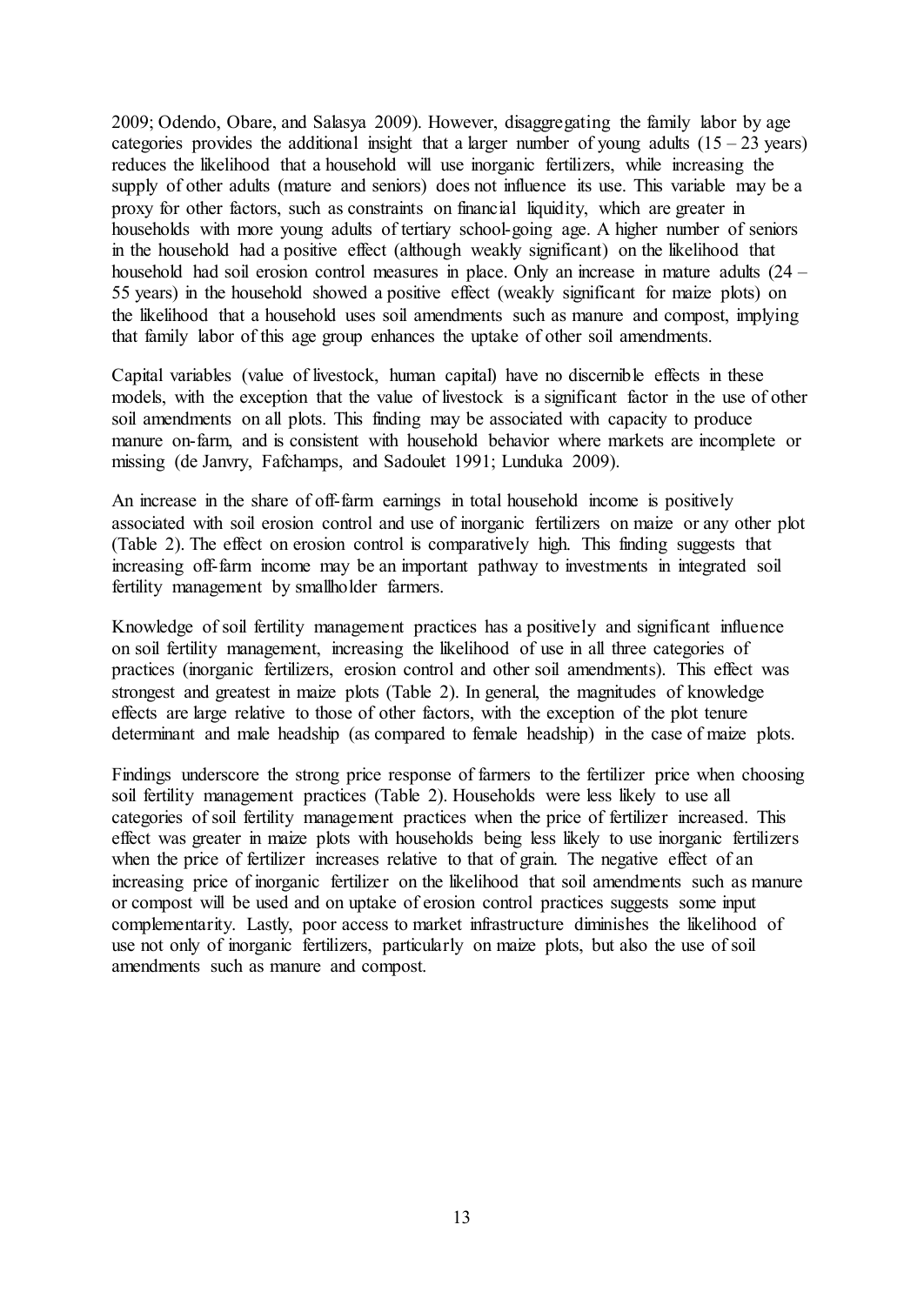2009; Odendo, Obare, and Salasya 2009). However, disaggregating the family labor by age categories provides the additional insight that a larger number of young adults (15 – 23 years) reduces the likelihood that a household will use inorganic fertilizers, while increasing the supply of other adults (mature and seniors) does not influence its use. This variable may be a proxy for other factors, such as constraints on financial liquidity, which are greater in households with more young adults of tertiary school-going age. A higher number of seniors in the household had a positive effect (although weakly significant) on the likelihood that household had soil erosion control measures in place. Only an increase in mature adults (24 – 55 years) in the household showed a positive effect (weakly significant for maize plots) on the likelihood that a household uses soil amendments such as manure and compost, implying that family labor of this age group enhances the uptake of other soil amendments.

Capital variables (value of livestock, human capital) have no discernible effects in these models, with the exception that the value of livestock is a significant factor in the use of other soil amendments on all plots. This finding may be associated with capacity to produce manure on-farm, and is consistent with household behavior where markets are incomplete or missing (de Janvry, Fafchamps, and Sadoulet 1991; Lunduka 2009).

An increase in the share of off-farm earnings in total household income is positively associated with soil erosion control and use of inorganic fertilizers on maize or any other plot (Table 2). The effect on erosion control is comparatively high. This finding suggests that increasing off-farm income may be an important pathway to investments in integrated soil fertility management by smallholder farmers.

Knowledge of soil fertility management practices has a positively and significant influence on soil fertility management, increasing the likelihood of use in all three categories of practices (inorganic fertilizers, erosion control and other soil amendments). This effect was strongest and greatest in maize plots (Table 2). In general, the magnitudes of knowledge effects are large relative to those of other factors, with the exception of the plot tenure determinant and male headship (as compared to female headship) in the case of maize plots.

Findings underscore the strong price response of farmers to the fertilizer price when choosing soil fertility management practices (Table 2). Households were less likely to use all categories of soil fertility management practices when the price of fertilizer increased. This effect was greater in maize plots with households being less likely to use inorganic fertilizers when the price of fertilizer increases relative to that of grain. The negative effect of an increasing price of inorganic fertilizer on the likelihood that soil amendments such as manure or compost will be used and on uptake of erosion control practices suggests some input complementarity. Lastly, poor access to market infrastructure diminishes the likelihood of use not only of inorganic fertilizers, particularly on maize plots, but also the use of soil amendments such as manure and compost.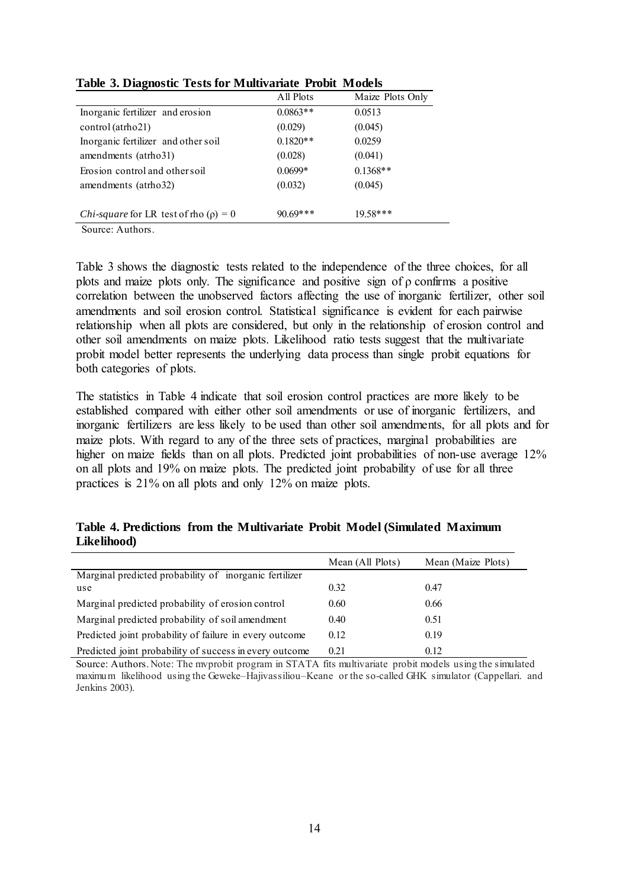**Table 3. Diagnostic Tests for Multivariate Probit Models**

| | All Plots | Maize Plots Only |
|---|---|---|
| Inorganic fertilizer and erosion control (atrho21) | 0.0863** | 0.0513 |
| | (0.029) | (0.045) |
| Inorganic fertilizer and other soil amendments (atrho31) | 0.1820** | 0.0259 |
| | (0.028) | (0.041) |
| Erosion control and other soil amendments (atrho32) | 0.0699* | 0.1368** |
| | (0.032) | (0.045) |
| *Chi-square* for LR test of rho ($\rho$) = 0 | 90.69*** | 19.58*** |

Source: Authors.

Table 3 shows the diagnostic tests related to the independence of the three choices, for all plots and maize plots only. The significance and positive sign of $\rho$ confirms a positive correlation between the unobserved factors affecting the use of inorganic fertilizer, other soil amendments and soil erosion control. Statistical significance is evident for each pairwise relationship when all plots are considered, but only in the relationship of erosion control and other soil amendments on maize plots. Likelihood ratio tests suggest that the multivariate probit model better represents the underlying data process than single probit equations for both categories of plots.

The statistics in Table 4 indicate that soil erosion control practices are more likely to be established compared with either other soil amendments or use of inorganic fertilizers, and inorganic fertilizers are less likely to be used than other soil amendments, for all plots and for maize plots. With regard to any of the three sets of practices, marginal probabilities are higher on maize fields than on all plots. Predicted joint probabilities of non-use average 12% on all plots and 19% on maize plots. The predicted joint probability of use for all three practices is 21% on all plots and only 12% on maize plots.

**Table 4. Predictions from the Multivariate Probit Model (Simulated Maximum Likelihood)**

| | Mean (All Plots) | Mean (Maize Plots) |
|---|---|---|
| Marginal predicted probability of inorganic fertilizer use | 0.32 | 0.47 |
| Marginal predicted probability of erosion control | 0.60 | 0.66 |
| Marginal predicted probability of soil amendment | 0.40 | 0.51 |
| Predicted joint probability of failure in every outcome | 0.12 | 0.19 |
| Predicted joint probability of success in every outcome | 0.21 | 0.12 |

Source: Authors. Note: The mvprobit program in STATA fits multivariate probit models using the simulated maximum likelihood using the Geweke–Hajivassiliou–Keane or the so-called GHK simulator (Cappellari. and Jenkins 2003).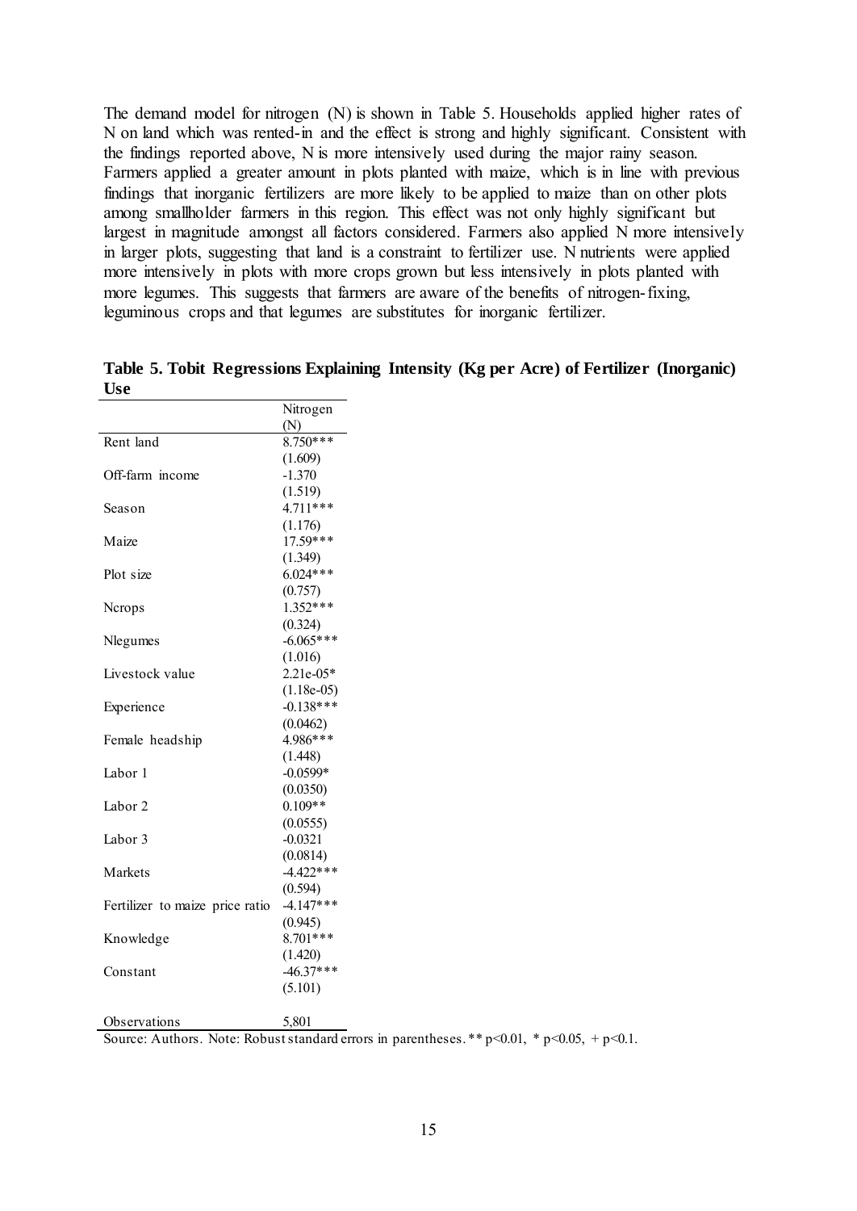The demand model for nitrogen (N) is shown in Table 5. Households applied higher rates of N on land which was rented-in and the effect is strong and highly significant. Consistent with the findings reported above, N is more intensively used during the major rainy season. Farmers applied a greater amount in plots planted with maize, which is in line with previous findings that inorganic fertilizers are more likely to be applied to maize than on other plots among smallholder farmers in this region. This effect was not only highly significant but largest in magnitude amongst all factors considered. Farmers also applied N more intensively in larger plots, suggesting that land is a constraint to fertilizer use. N nutrients were applied more intensively in plots with more crops grown but less intensively in plots planted with more legumes. This suggests that farmers are aware of the benefits of nitrogen-fixing, leguminous crops and that legumes are substitutes for inorganic fertilizer.

**Table 5. Tobit Regressions Explaining Intensity (Kg per Acre) of Fertilizer (Inorganic) Use**

| | Nitrogen (N) |
|---|---|
| Rent land | 8.750*** |
| | (1.609) |
| Off-farm income | -1.370 |
| | (1.519) |
| Season | 4.711*** |
| | (1.176) |
| Maize | 17.59*** |
| | (1.349) |
| Plot size | 6.024*** |
| | (0.757) |
| Ncrops | 1.352*** |
| | (0.324) |
| Nlegumes | -6.065*** |
| | (1.016) |
| Livestock value | 2.21e-05* |
| | (1.18e-05) |
| Experience | -0.138*** |
| | (0.0462) |
| Female headship | 4.986*** |
| | (1.448) |
| Labor 1 | -0.0599* |
| | (0.0350) |
| Labor 2 | 0.109** |
| | (0.0555) |
| Labor 3 | -0.0321 |
| | (0.0814) |
| Markets | -4.422*** |
| | (0.594) |
| Fertilizer to maize price ratio | -4.147*** |
| | (0.945) |
| Knowledge | 8.701*** |
| | (1.420) |
| Constant | -46.37*** |
| | (5.101) |
| Observations | 5,801 |

Source: Authors. Note: Robust standard errors in parentheses. ** $p<0.01$, * $p<0.05$, + $p<0.1$.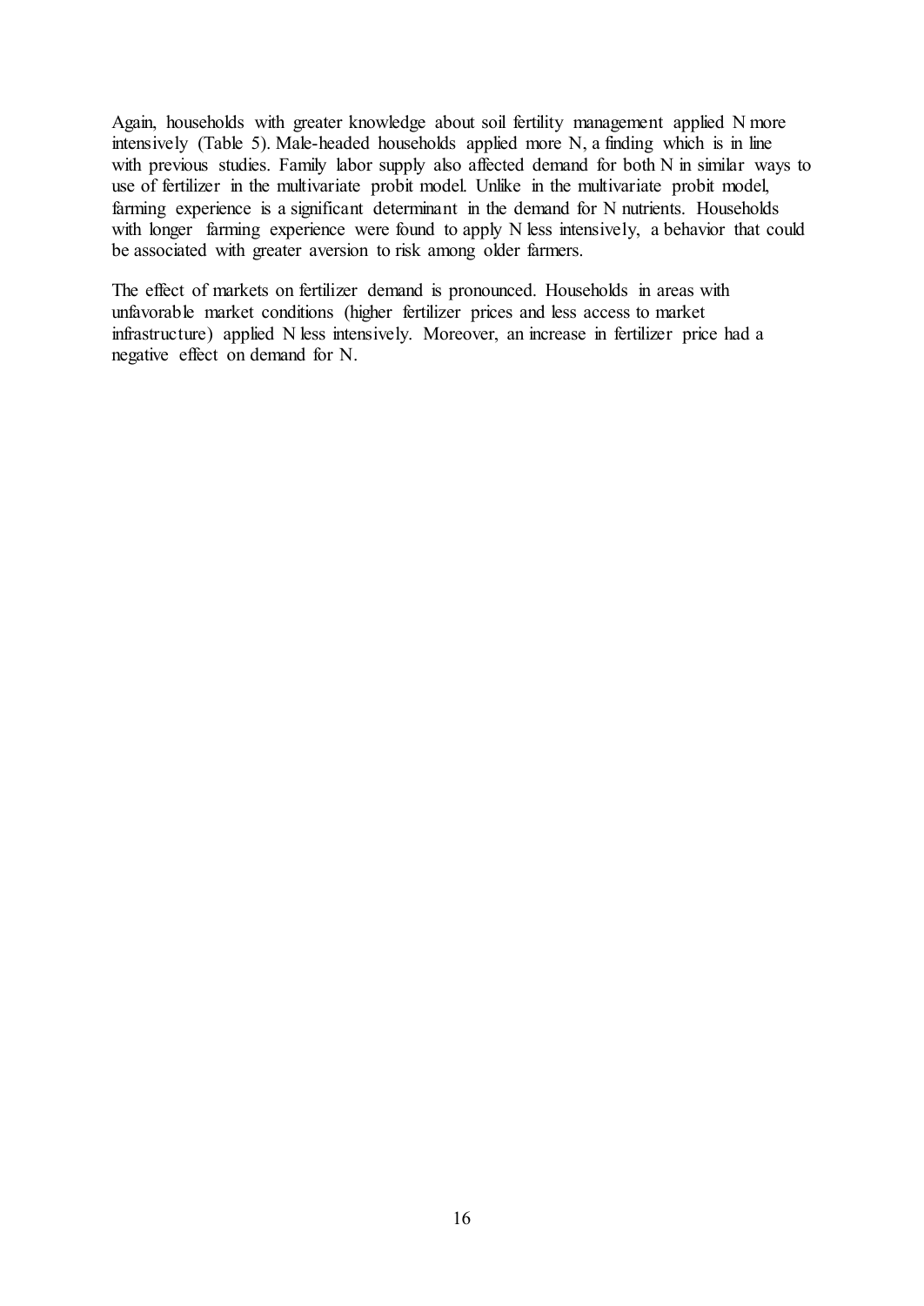Again, households with greater knowledge about soil fertility management applied N more intensively (Table 5). Male-headed households applied more N, a finding which is in line with previous studies. Family labor supply also affected demand for both N in similar ways to use of fertilizer in the multivariate probit model. Unlike in the multivariate probit model, farming experience is a significant determinant in the demand for N nutrients. Households with longer farming experience were found to apply N less intensively, a behavior that could be associated with greater aversion to risk among older farmers.

The effect of markets on fertilizer demand is pronounced. Households in areas with unfavorable market conditions (higher fertilizer prices and less access to market infrastructure) applied N less intensively. Moreover, an increase in fertilizer price had a negative effect on demand for N.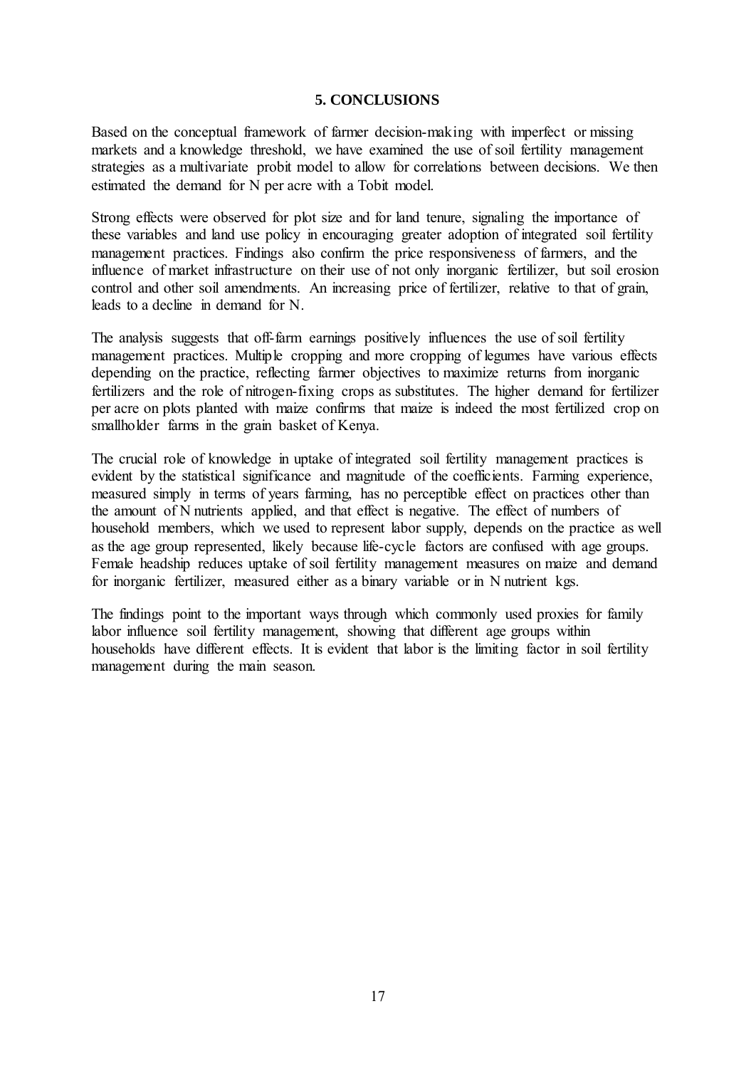## 5. CONCLUSIONS

Based on the conceptual framework of farmer decision-making with imperfect or missing markets and a knowledge threshold, we have examined the use of soil fertility management strategies as a multivariate probit model to allow for correlations between decisions. We then estimated the demand for N per acre with a Tobit model.

Strong effects were observed for plot size and for land tenure, signaling the importance of these variables and land use policy in encouraging greater adoption of integrated soil fertility management practices. Findings also confirm the price responsiveness of farmers, and the influence of market infrastructure on their use of not only inorganic fertilizer, but soil erosion control and other soil amendments. An increasing price of fertilizer, relative to that of grain, leads to a decline in demand for N.

The analysis suggests that off-farm earnings positively influences the use of soil fertility management practices. Multiple cropping and more cropping of legumes have various effects depending on the practice, reflecting farmer objectives to maximize returns from inorganic fertilizers and the role of nitrogen-fixing crops as substitutes. The higher demand for fertilizer per acre on plots planted with maize confirms that maize is indeed the most fertilized crop on smallholder farms in the grain basket of Kenya.

The crucial role of knowledge in uptake of integrated soil fertility management practices is evident by the statistical significance and magnitude of the coefficients. Farming experience, measured simply in terms of years farming, has no perceptible effect on practices other than the amount of N nutrients applied, and that effect is negative. The effect of numbers of household members, which we used to represent labor supply, depends on the practice as well as the age group represented, likely because life-cycle factors are confused with age groups. Female headship reduces uptake of soil fertility management measures on maize and demand for inorganic fertilizer, measured either as a binary variable or in N nutrient kgs.

The findings point to the important ways through which commonly used proxies for family labor influence soil fertility management, showing that different age groups within households have different effects. It is evident that labor is the limiting factor in soil fertility management during the main season.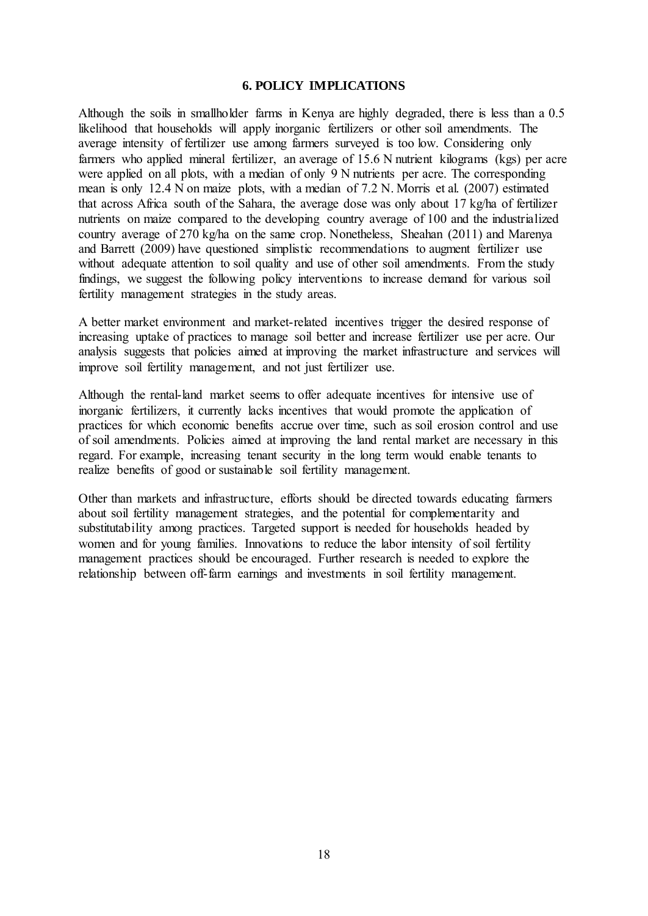## 6. POLICY IMPLICATIONS

Although the soils in smallholder farms in Kenya are highly degraded, there is less than a 0.5 likelihood that households will apply inorganic fertilizers or other soil amendments. The average intensity of fertilizer use among farmers surveyed is too low. Considering only farmers who applied mineral fertilizer, an average of 15.6 N nutrient kilograms (kgs) per acre were applied on all plots, with a median of only 9 N nutrients per acre. The corresponding mean is only 12.4 N on maize plots, with a median of 7.2 N. Morris et al. (2007) estimated that across Africa south of the Sahara, the average dose was only about 17 kg/ha of fertilizer nutrients on maize compared to the developing country average of 100 and the industrialized country average of 270 kg/ha on the same crop. Nonetheless, Sheahan (2011) and Marenya and Barrett (2009) have questioned simplistic recommendations to augment fertilizer use without adequate attention to soil quality and use of other soil amendments. From the study findings, we suggest the following policy interventions to increase demand for various soil fertility management strategies in the study areas.

A better market environment and market-related incentives trigger the desired response of increasing uptake of practices to manage soil better and increase fertilizer use per acre. Our analysis suggests that policies aimed at improving the market infrastructure and services will improve soil fertility management, and not just fertilizer use.

Although the rental-land market seems to offer adequate incentives for intensive use of inorganic fertilizers, it currently lacks incentives that would promote the application of practices for which economic benefits accrue over time, such as soil erosion control and use of soil amendments. Policies aimed at improving the land rental market are necessary in this regard. For example, increasing tenant security in the long term would enable tenants to realize benefits of good or sustainable soil fertility management.

Other than markets and infrastructure, efforts should be directed towards educating farmers about soil fertility management strategies, and the potential for complementarity and substitutability among practices. Targeted support is needed for households headed by women and for young families. Innovations to reduce the labor intensity of soil fertility management practices should be encouraged. Further research is needed to explore the relationship between off-farm earnings and investments in soil fertility management.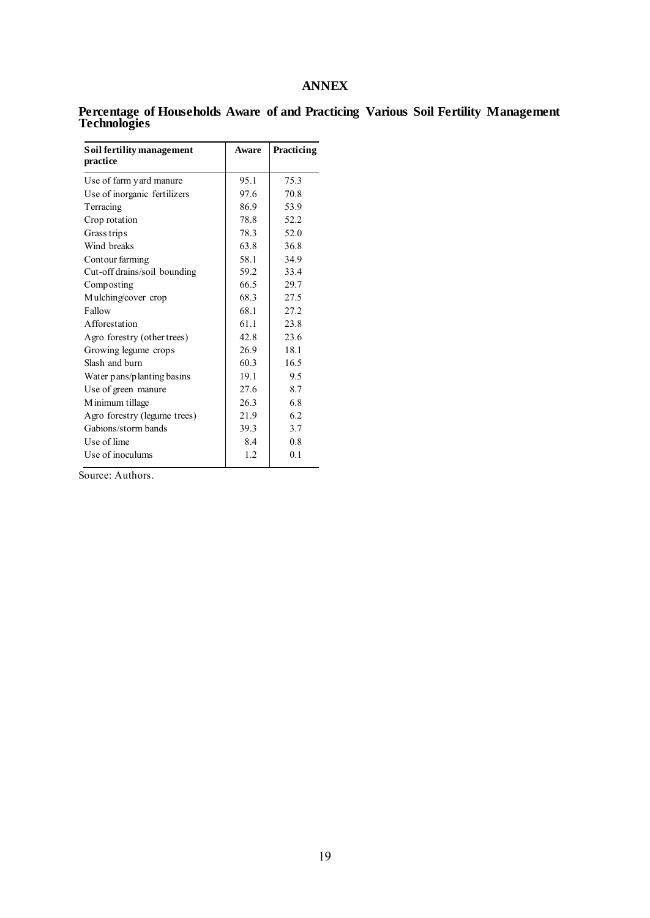# ANNEX

**Percentage of Households Aware of and Practicing Various Soil Fertility Management Technologies**

| Soil fertility management practice | Aware | Practicing |
|---|---|---|
| Use of farm yard manure | 95.1 | 75.3 |
| Use of inorganic fertilizers | 97.6 | 70.8 |
| Terracing | 86.9 | 53.9 |
| Crop rotation | 78.8 | 52.2 |
| Grass trips | 78.3 | 52.0 |
| Wind breaks | 63.8 | 36.8 |
| Contour farming | 58.1 | 34.9 |
| Cut-off drains/soil bounding | 59.2 | 33.4 |
| Composting | 66.5 | 29.7 |
| Mulching/cover crop | 68.3 | 27.5 |
| Fallow | 68.1 | 27.2 |
| Afforestation | 61.1 | 23.8 |
| Agro forestry (other trees) | 42.8 | 23.6 |
| Growing legume crops | 26.9 | 18.1 |
| Slash and burn | 60.3 | 16.5 |
| Water pans/planting basins | 19.1 | 9.5 |
| Use of green manure | 27.6 | 8.7 |
| Minimum tillage | 26.3 | 6.8 |
| Agro forestry (legume trees) | 21.9 | 6.2 |
| Gabions/storm bands | 39.3 | 3.7 |
| Use of lime | 8.4 | 0.8 |
| Use of inoculums | 1.2 | 0.1 |

Source: Authors.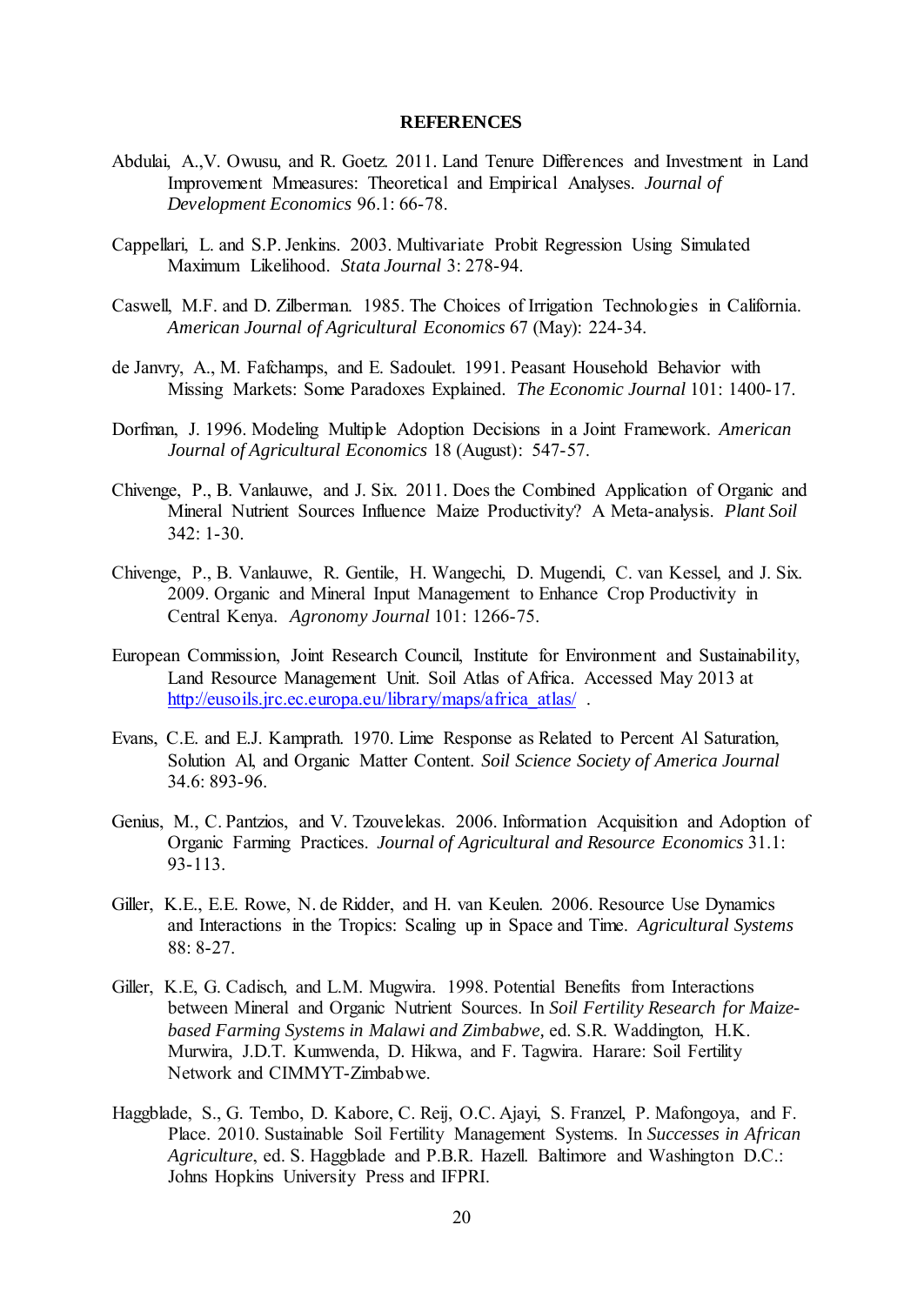## REFERENCES

Abdulai, A.,V. Owusu, and R. Goetz. 2011. Land Tenure Differences and Investment in Land Improvement Mmeasures: Theoretical and Empirical Analyses. *Journal of Development Economics* 96.1: 66-78.

Cappellari, L. and S.P. Jenkins. 2003. Multivariate Probit Regression Using Simulated Maximum Likelihood. *Stata Journal* 3: 278-94.

Caswell, M.F. and D. Zilberman. 1985. The Choices of Irrigation Technologies in California. *American Journal of Agricultural Economics* 67 (May): 224-34.

de Janvry, A., M. Fafchamps, and E. Sadoulet. 1991. Peasant Household Behavior with Missing Markets: Some Paradoxes Explained. *The Economic Journal* 101: 1400-17.

Dorfman, J. 1996. Modeling Multiple Adoption Decisions in a Joint Framework. *American Journal of Agricultural Economics* 18 (August): 547-57.

Chivenge, P., B. Vanlauwe, and J. Six. 2011. Does the Combined Application of Organic and Mineral Nutrient Sources Influence Maize Productivity? A Meta-analysis. *Plant Soil* 342: 1-30.

Chivenge, P., B. Vanlauwe, R. Gentile, H. Wangechi, D. Mugendi, C. van Kessel, and J. Six. 2009. Organic and Mineral Input Management to Enhance Crop Productivity in Central Kenya. *Agronomy Journal* 101: 1266-75.

European Commission, Joint Research Council, Institute for Environment and Sustainability, Land Resource Management Unit. Soil Atlas of Africa. Accessed May 2013 at http://eusoils.jrc.ec.europa.eu/library/maps/africa_atlas/ .

Evans, C.E. and E.J. Kamprath. 1970. Lime Response as Related to Percent Al Saturation, Solution Al, and Organic Matter Content. *Soil Science Society of America Journal* 34.6: 893-96.

Genius, M., C. Pantzios, and V. Tzouvelekas. 2006. Information Acquisition and Adoption of Organic Farming Practices. *Journal of Agricultural and Resource Economics* 31.1: 93-113.

Giller, K.E., E.E. Rowe, N. de Ridder, and H. van Keulen. 2006. Resource Use Dynamics and Interactions in the Tropics: Scaling up in Space and Time. *Agricultural Systems* 88: 8-27.

Giller, K.E, G. Cadisch, and L.M. Mugwira. 1998. Potential Benefits from Interactions between Mineral and Organic Nutrient Sources. In *Soil Fertility Research for Maize-based Farming Systems in Malawi and Zimbabwe,* ed. S.R. Waddington, H.K. Murwira, J.D.T. Kumwenda, D. Hikwa, and F. Tagwira. Harare: Soil Fertility Network and CIMMYT-Zimbabwe.

Haggblade, S., G. Tembo, D. Kabore, C. Reij, O.C. Ajayi, S. Franzel, P. Mafongoya, and F. Place. 2010. Sustainable Soil Fertility Management Systems. In *Successes in African Agriculture*, ed. S. Haggblade and P.B.R. Hazell. Baltimore and Washington D.C.: Johns Hopkins University Press and IFPRI.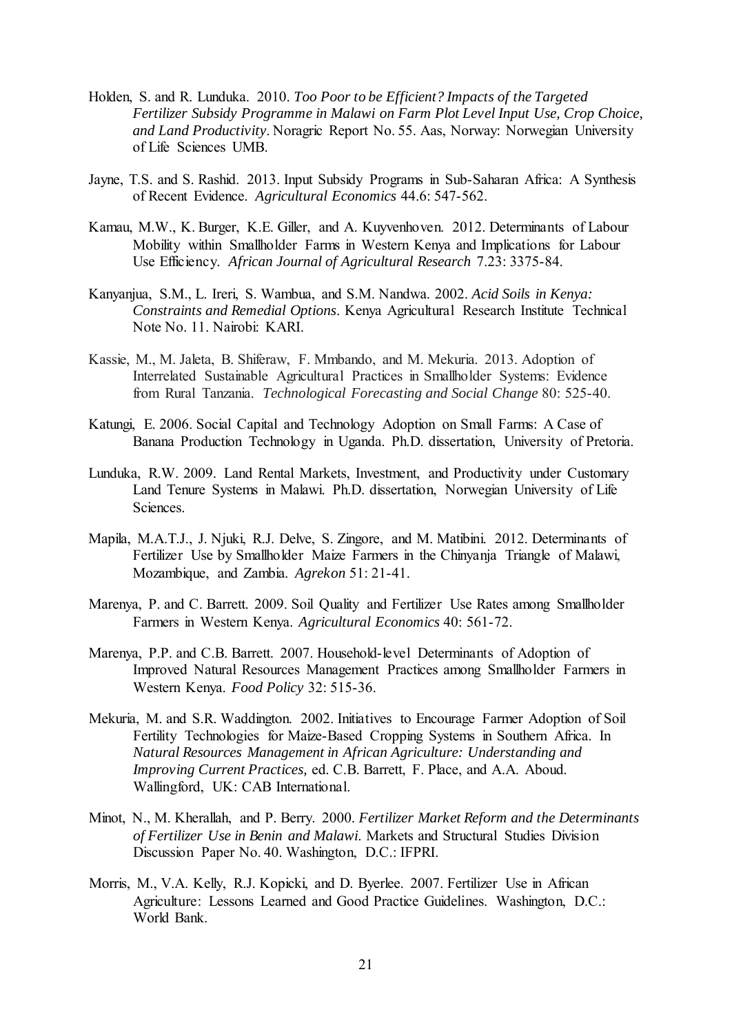Holden, S. and R. Lunduka. 2010. *Too Poor to be Efficient? Impacts of the Targeted Fertilizer Subsidy Programme in Malawi on Farm Plot Level Input Use, Crop Choice, and Land Productivity*. Noragric Report No. 55. Aas, Norway: Norwegian University of Life Sciences UMB.

Jayne, T.S. and S. Rashid. 2013. Input Subsidy Programs in Sub-Saharan Africa: A Synthesis of Recent Evidence. *Agricultural Economics* 44.6: 547-562.

Kamau, M.W., K. Burger, K.E. Giller, and A. Kuyvenhoven. 2012. Determinants of Labour Mobility within Smallholder Farms in Western Kenya and Implications for Labour Use Efficiency. *African Journal of Agricultural Research* 7.23: 3375-84.

Kanyanjua, S.M., L. Ireri, S. Wambua, and S.M. Nandwa. 2002. *Acid Soils in Kenya: Constraints and Remedial Options*. Kenya Agricultural Research Institute Technical Note No. 11. Nairobi: KARI.

Kassie, M., M. Jaleta, B. Shiferaw, F. Mmbando, and M. Mekuria. 2013. Adoption of Interrelated Sustainable Agricultural Practices in Smallholder Systems: Evidence from Rural Tanzania. *Technological Forecasting and Social Change* 80: 525-40.

Katungi, E. 2006. Social Capital and Technology Adoption on Small Farms: A Case of Banana Production Technology in Uganda. Ph.D. dissertation, University of Pretoria.

Lunduka, R.W. 2009. Land Rental Markets, Investment, and Productivity under Customary Land Tenure Systems in Malawi. Ph.D. dissertation, Norwegian University of Life Sciences.

Mapila, M.A.T.J., J. Njuki, R.J. Delve, S. Zingore, and M. Matibini. 2012. Determinants of Fertilizer Use by Smallholder Maize Farmers in the Chinyanja Triangle of Malawi, Mozambique, and Zambia. *Agrekon* 51: 21-41.

Marenya, P. and C. Barrett. 2009. Soil Quality and Fertilizer Use Rates among Smallholder Farmers in Western Kenya. *Agricultural Economics* 40: 561-72.

Marenya, P.P. and C.B. Barrett. 2007. Household-level Determinants of Adoption of Improved Natural Resources Management Practices among Smallholder Farmers in Western Kenya. *Food Policy* 32: 515-36.

Mekuria, M. and S.R. Waddington. 2002. Initiatives to Encourage Farmer Adoption of Soil Fertility Technologies for Maize-Based Cropping Systems in Southern Africa. In *Natural Resources Management in African Agriculture: Understanding and Improving Current Practices,* ed. C.B. Barrett, F. Place, and A.A. Aboud. Wallingford, UK: CAB International.

Minot, N., M. Kherallah, and P. Berry. 2000. *Fertilizer Market Reform and the Determinants of Fertilizer Use in Benin and Malawi*. Markets and Structural Studies Division Discussion Paper No. 40. Washington, D.C.: IFPRI.

Morris, M., V.A. Kelly, R.J. Kopicki, and D. Byerlee. 2007. Fertilizer Use in African Agriculture: Lessons Learned and Good Practice Guidelines. Washington, D.C.: World Bank.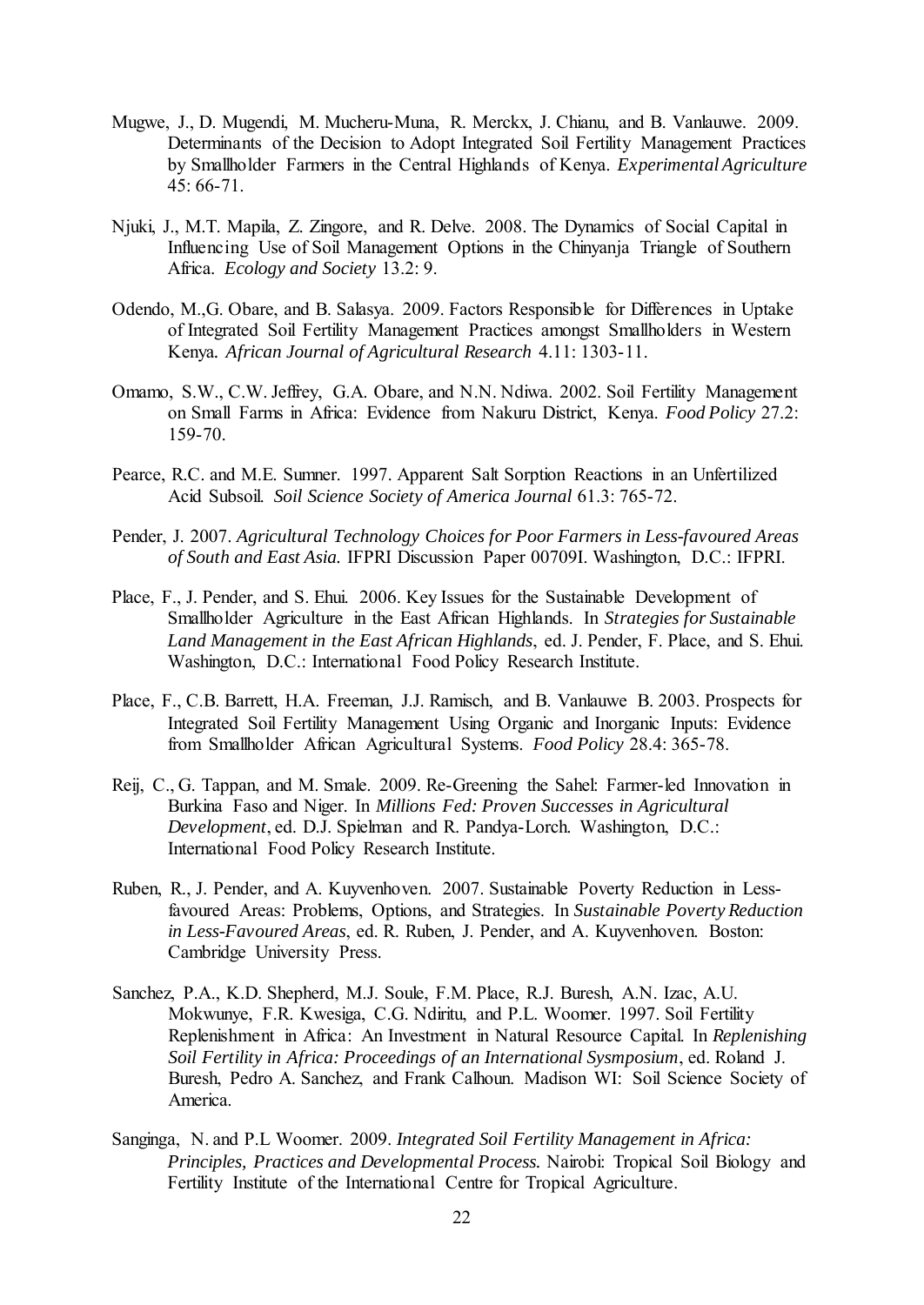Mugwe, J., D. Mugendi, M. Mucheru-Muna, R. Merckx, J. Chianu, and B. Vanlauwe. 2009. Determinants of the Decision to Adopt Integrated Soil Fertility Management Practices by Smallholder Farmers in the Central Highlands of Kenya. *Experimental Agriculture* 45: 66-71.

Njuki, J., M.T. Mapila, Z. Zingore, and R. Delve. 2008. The Dynamics of Social Capital in Influencing Use of Soil Management Options in the Chinyanja Triangle of Southern Africa. *Ecology and Society* 13.2: 9.

Odendo, M.,G. Obare, and B. Salasya. 2009. Factors Responsible for Differences in Uptake of Integrated Soil Fertility Management Practices amongst Smallholders in Western Kenya. *African Journal of Agricultural Research* 4.11: 1303-11.

Omamo, S.W., C.W. Jeffrey, G.A. Obare, and N.N. Ndiwa. 2002. Soil Fertility Management on Small Farms in Africa: Evidence from Nakuru District, Kenya. *Food Policy* 27.2: 159-70.

Pearce, R.C. and M.E. Sumner. 1997. Apparent Salt Sorption Reactions in an Unfertilized Acid Subsoil. *Soil Science Society of America Journal* 61.3: 765-72.

Pender, J. 2007. *Agricultural Technology Choices for Poor Farmers in Less-favoured Areas of South and East Asia.* IFPRI Discussion Paper 00709I. Washington, D.C.: IFPRI.

Place, F., J. Pender, and S. Ehui. 2006. Key Issues for the Sustainable Development of Smallholder Agriculture in the East African Highlands. In *Strategies for Sustainable Land Management in the East African Highlands*, ed. J. Pender, F. Place, and S. Ehui. Washington, D.C.: International Food Policy Research Institute.

Place, F., C.B. Barrett, H.A. Freeman, J.J. Ramisch, and B. Vanlauwe B. 2003. Prospects for Integrated Soil Fertility Management Using Organic and Inorganic Inputs: Evidence from Smallholder African Agricultural Systems. *Food Policy* 28.4: 365-78.

Reij, C., G. Tappan, and M. Smale. 2009. Re-Greening the Sahel: Farmer-led Innovation in Burkina Faso and Niger. In *Millions Fed: Proven Successes in Agricultural Development*, ed. D.J. Spielman and R. Pandya-Lorch. Washington, D.C.: International Food Policy Research Institute.

Ruben, R., J. Pender, and A. Kuyvenhoven. 2007. Sustainable Poverty Reduction in Less-favoured Areas: Problems, Options, and Strategies. In *Sustainable Poverty Reduction in Less-Favoured Areas*, ed. R. Ruben, J. Pender, and A. Kuyvenhoven. Boston: Cambridge University Press.

Sanchez, P.A., K.D. Shepherd, M.J. Soule, F.M. Place, R.J. Buresh, A.N. Izac, A.U. Mokwunye, F.R. Kwesiga, C.G. Ndiritu, and P.L. Woomer. 1997. Soil Fertility Replenishment in Africa: An Investment in Natural Resource Capital. In *Replenishing Soil Fertility in Africa: Proceedings of an International Sysmposium*, ed. Roland J. Buresh, Pedro A. Sanchez, and Frank Calhoun. Madison WI: Soil Science Society of America.

Sanginga, N. and P.L Woomer. 2009. *Integrated Soil Fertility Management in Africa: Principles, Practices and Developmental Process.* Nairobi: Tropical Soil Biology and Fertility Institute of the International Centre for Tropical Agriculture.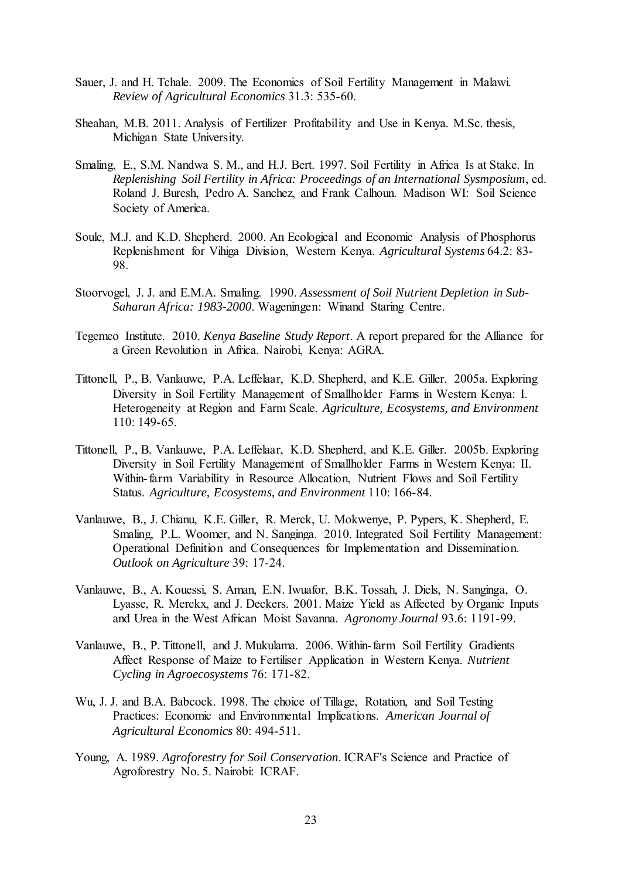Sauer, J. and H. Tchale. 2009. The Economics of Soil Fertility Management in Malawi. *Review of Agricultural Economics* 31.3: 535-60.

Sheahan, M.B. 2011. Analysis of Fertilizer Profitability and Use in Kenya. M.Sc. thesis, Michigan State University.

Smaling, E., S.M. Nandwa S. M., and H.J. Bert. 1997. Soil Fertility in Africa Is at Stake. In *Replenishing Soil Fertility in Africa: Proceedings of an International Sysmposium*, ed. Roland J. Buresh, Pedro A. Sanchez, and Frank Calhoun. Madison WI: Soil Science Society of America.

Soule, M.J. and K.D. Shepherd. 2000. An Ecological and Economic Analysis of Phosphorus Replenishment for Vihiga Division, Western Kenya. *Agricultural Systems* 64.2: 83-98.

Stoorvogel, J. J. and E.M.A. Smaling. 1990. *Assessment of Soil Nutrient Depletion in Sub-Saharan Africa: 1983-2000*. Wageningen: Winand Staring Centre.

Tegemeo Institute. 2010. *Kenya Baseline Study Report*. A report prepared for the Alliance for a Green Revolution in Africa. Nairobi, Kenya: AGRA.

Tittonell, P., B. Vanlauwe, P.A. Leffelaar, K.D. Shepherd, and K.E. Giller. 2005a. Exploring Diversity in Soil Fertility Management of Smallholder Farms in Western Kenya: I. Heterogeneity at Region and Farm Scale. *Agriculture, Ecosystems, and Environment* 110: 149-65.

Tittonell, P., B. Vanlauwe, P.A. Leffelaar, K.D. Shepherd, and K.E. Giller. 2005b. Exploring Diversity in Soil Fertility Management of Smallholder Farms in Western Kenya: II. Within-farm Variability in Resource Allocation, Nutrient Flows and Soil Fertility Status. *Agriculture, Ecosystems, and Environment* 110: 166-84.

Vanlauwe, B., J. Chianu, K.E. Giller, R. Merck, U. Mokwenye, P. Pypers, K. Shepherd, E. Smaling, P.L. Woomer, and N. Sanginga. 2010. Integrated Soil Fertility Management: Operational Definition and Consequences for Implementation and Dissemination. *Outlook on Agriculture* 39: 17-24.

Vanlauwe, B., A. Kouessi, S. Aman, E.N. Iwuafor, B.K. Tossah, J. Diels, N. Sanginga, O. Lyasse, R. Merckx, and J. Deckers. 2001. Maize Yield as Affected by Organic Inputs and Urea in the West African Moist Savanna. *Agronomy Journal* 93.6: 1191-99.

Vanlauwe, B., P. Tittonell, and J. Mukulama. 2006. Within-farm Soil Fertility Gradients Affect Response of Maize to Fertiliser Application in Western Kenya. *Nutrient Cycling in Agroecosystems* 76: 171-82.

Wu, J. J. and B.A. Babcock. 1998. The choice of Tillage, Rotation, and Soil Testing Practices: Economic and Environmental Implications. *American Journal of Agricultural Economics* 80: 494-511.

Young, A. 1989. *Agroforestry for Soil Conservation*. ICRAF's Science and Practice of Agroforestry No. 5. Nairobi: ICRAF.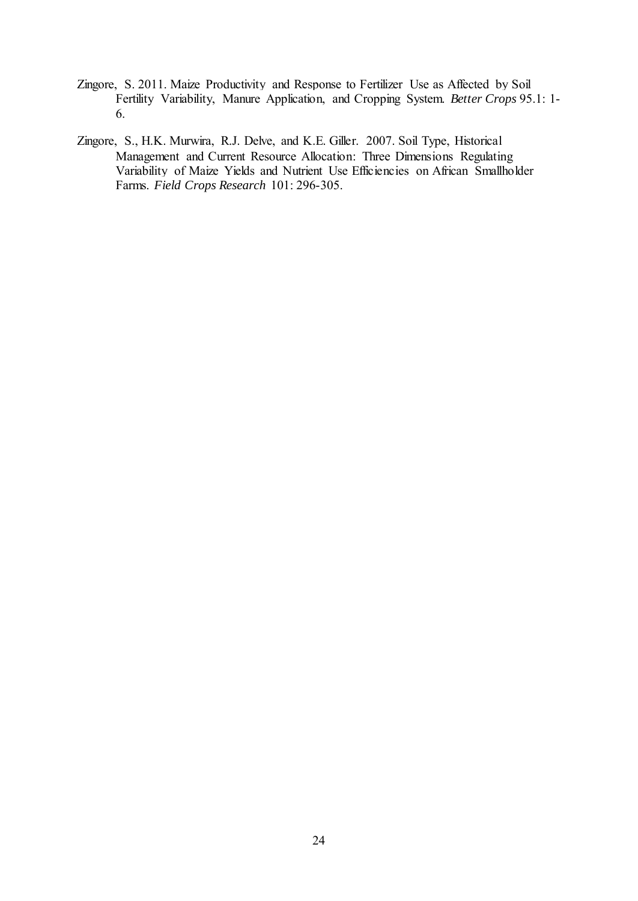Zingore, S. 2011. Maize Productivity and Response to Fertilizer Use as Affected by Soil Fertility Variability, Manure Application, and Cropping System. *Better Crops* 95.1: 1-6.

Zingore, S., H.K. Murwira, R.J. Delve, and K.E. Giller. 2007. Soil Type, Historical Management and Current Resource Allocation: Three Dimensions Regulating Variability of Maize Yields and Nutrient Use Efficiencies on African Smallholder Farms. *Field Crops Research* 101: 296-305.